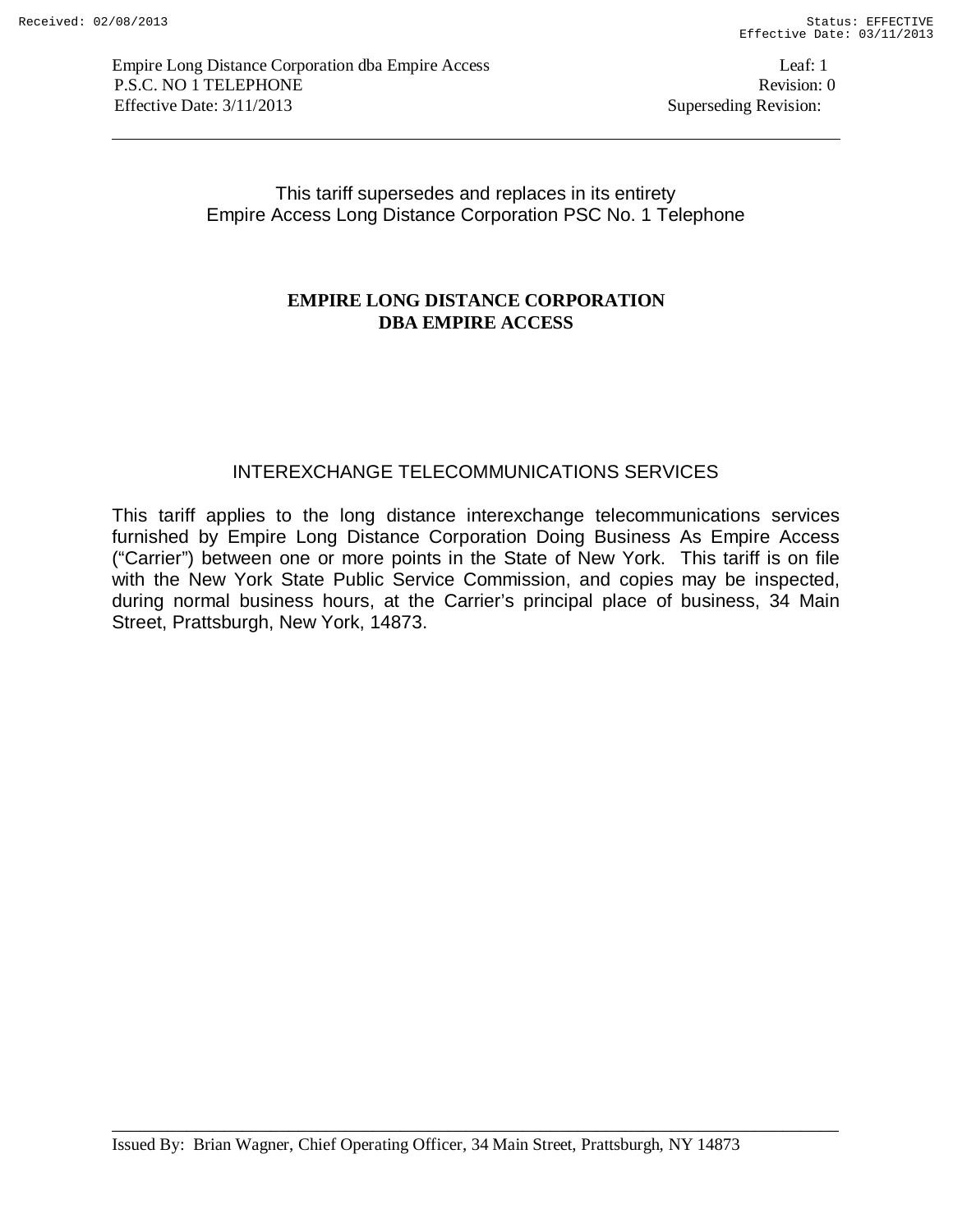This tariff supersedes and replaces in its entirety
Empire Access Long Distance Corporation PSC No. 1 Telephone

# EMPIRE LONG DISTANCE CORPORATION
# DBA EMPIRE ACCESS

## INTEREXCHANGE TELECOMMUNICATIONS SERVICES

This tariff applies to the long distance interexchange telecommunications services furnished by Empire Long Distance Corporation Doing Business As Empire Access ("Carrier") between one or more points in the State of New York. This tariff is on file with the New York State Public Service Commission, and copies may be inspected, during normal business hours, at the Carrier's principal place of business, 34 Main Street, Prattsburgh, New York, 14873.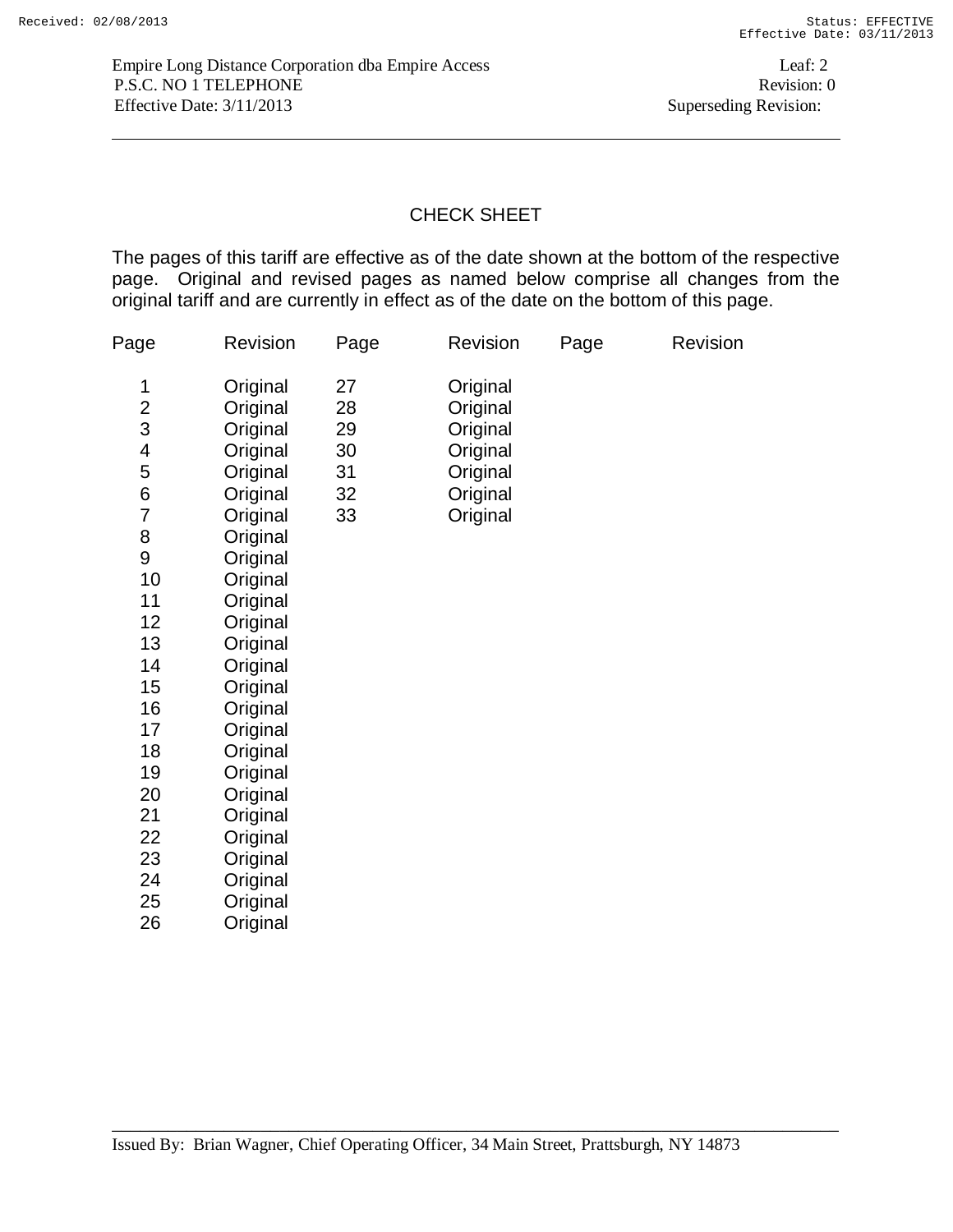Empire Long Distance Corporation dba Empire Access
P.S.C. NO 1 TELEPHONE
Effective Date: 3/11/2013

Leaf: 2
Revision: 0
Superseding Revision:

## CHECK SHEET

The pages of this tariff are effective as of the date shown at the bottom of the respective page. Original and revised pages as named below comprise all changes from the original tariff and are currently in effect as of the date on the bottom of this page.

| Page | Revision | Page | Revision | Page | Revision |
|---|---|---|---|---|---|
| 1 | Original | 27 | Original | | |
| 2 | Original | 28 | Original | | |
| 3 | Original | 29 | Original | | |
| 4 | Original | 30 | Original | | |
| 5 | Original | 31 | Original | | |
| 6 | Original | 32 | Original | | |
| 7 | Original | 33 | Original | | |
| 8 | Original | | | | |
| 9 | Original | | | | |
| 10 | Original | | | | |
| 11 | Original | | | | |
| 12 | Original | | | | |
| 13 | Original | | | | |
| 14 | Original | | | | |
| 15 | Original | | | | |
| 16 | Original | | | | |
| 17 | Original | | | | |
| 18 | Original | | | | |
| 19 | Original | | | | |
| 20 | Original | | | | |
| 21 | Original | | | | |
| 22 | Original | | | | |
| 23 | Original | | | | |
| 24 | Original | | | | |
| 25 | Original | | | | |
| 26 | Original | | | | |

Issued By: Brian Wagner, Chief Operating Officer, 34 Main Street, Prattsburgh, NY 14873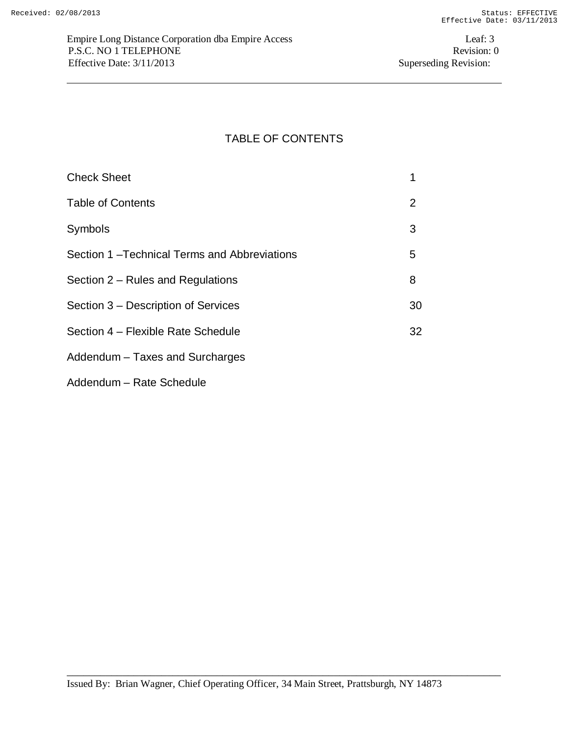# TABLE OF CONTENTS

| | |
|---|---|
| Check Sheet | 1 |
| Table of Contents | 2 |
| Symbols | 3 |
| Section 1 –Technical Terms and Abbreviations | 5 |
| Section 2 – Rules and Regulations | 8 |
| Section 3 – Description of Services | 30 |
| Section 4 – Flexible Rate Schedule | 32 |
| Addendum – Taxes and Surcharges | |
| Addendum – Rate Schedule | |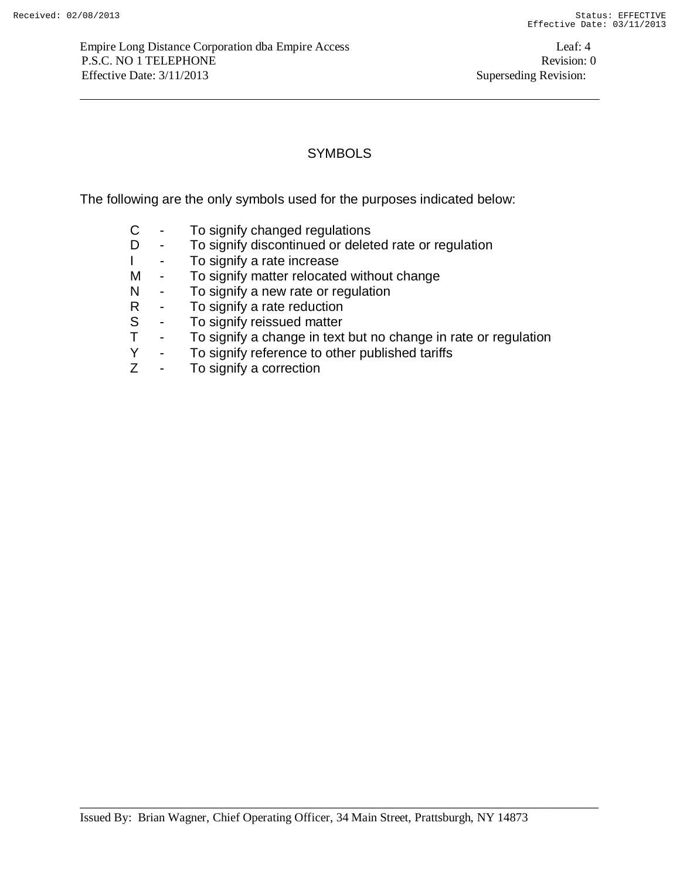# SYMBOLS

The following are the only symbols used for the purposes indicated below:

- C - To signify changed regulations
- D - To signify discontinued or deleted rate or regulation
- I - To signify a rate increase
- M - To signify matter relocated without change
- N - To signify a new rate or regulation
- R - To signify a rate reduction
- S - To signify reissued matter
- T - To signify a change in text but no change in rate or regulation
- Y - To signify reference to other published tariffs
- Z - To signify a correction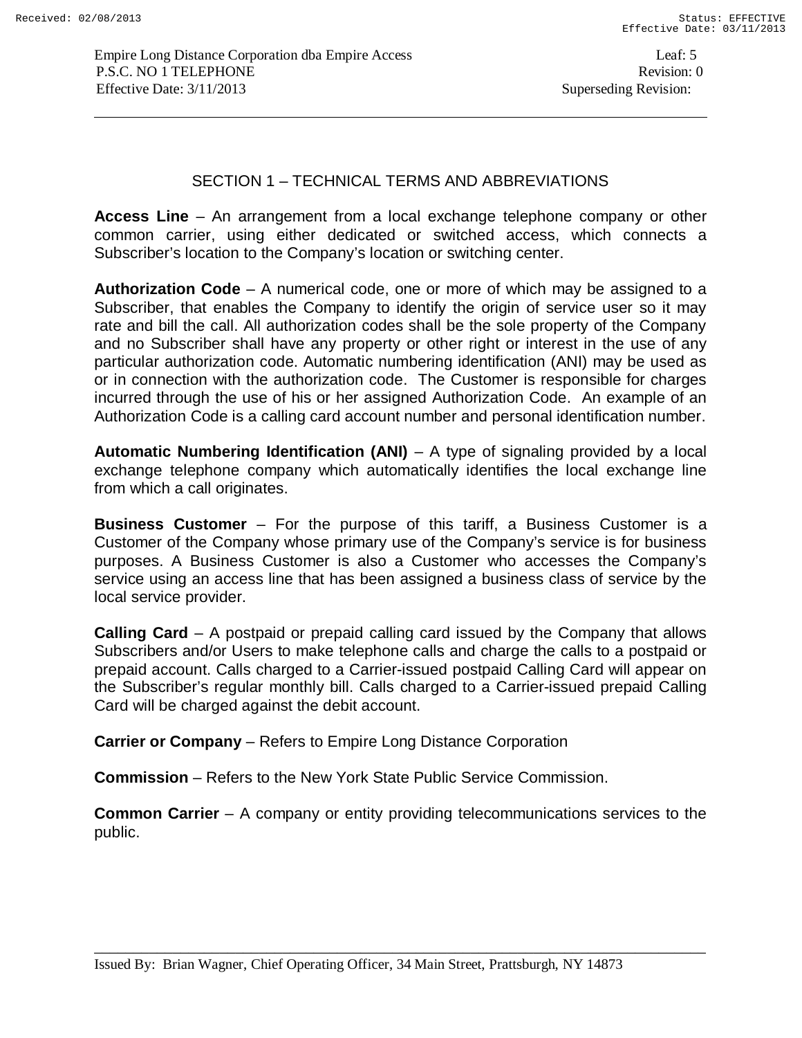## SECTION 1 – TECHNICAL TERMS AND ABBREVIATIONS

**Access Line** – An arrangement from a local exchange telephone company or other common carrier, using either dedicated or switched access, which connects a Subscriber's location to the Company's location or switching center.

**Authorization Code** – A numerical code, one or more of which may be assigned to a Subscriber, that enables the Company to identify the origin of service user so it may rate and bill the call. All authorization codes shall be the sole property of the Company and no Subscriber shall have any property or other right or interest in the use of any particular authorization code. Automatic numbering identification (ANI) may be used as or in connection with the authorization code. The Customer is responsible for charges incurred through the use of his or her assigned Authorization Code. An example of an Authorization Code is a calling card account number and personal identification number.

**Automatic Numbering Identification (ANI)** – A type of signaling provided by a local exchange telephone company which automatically identifies the local exchange line from which a call originates.

**Business Customer** – For the purpose of this tariff, a Business Customer is a Customer of the Company whose primary use of the Company's service is for business purposes. A Business Customer is also a Customer who accesses the Company's service using an access line that has been assigned a business class of service by the local service provider.

**Calling Card** – A postpaid or prepaid calling card issued by the Company that allows Subscribers and/or Users to make telephone calls and charge the calls to a postpaid or prepaid account. Calls charged to a Carrier-issued postpaid Calling Card will appear on the Subscriber's regular monthly bill. Calls charged to a Carrier-issued prepaid Calling Card will be charged against the debit account.

**Carrier or Company** – Refers to Empire Long Distance Corporation

**Commission** – Refers to the New York State Public Service Commission.

**Common Carrier** – A company or entity providing telecommunications services to the public.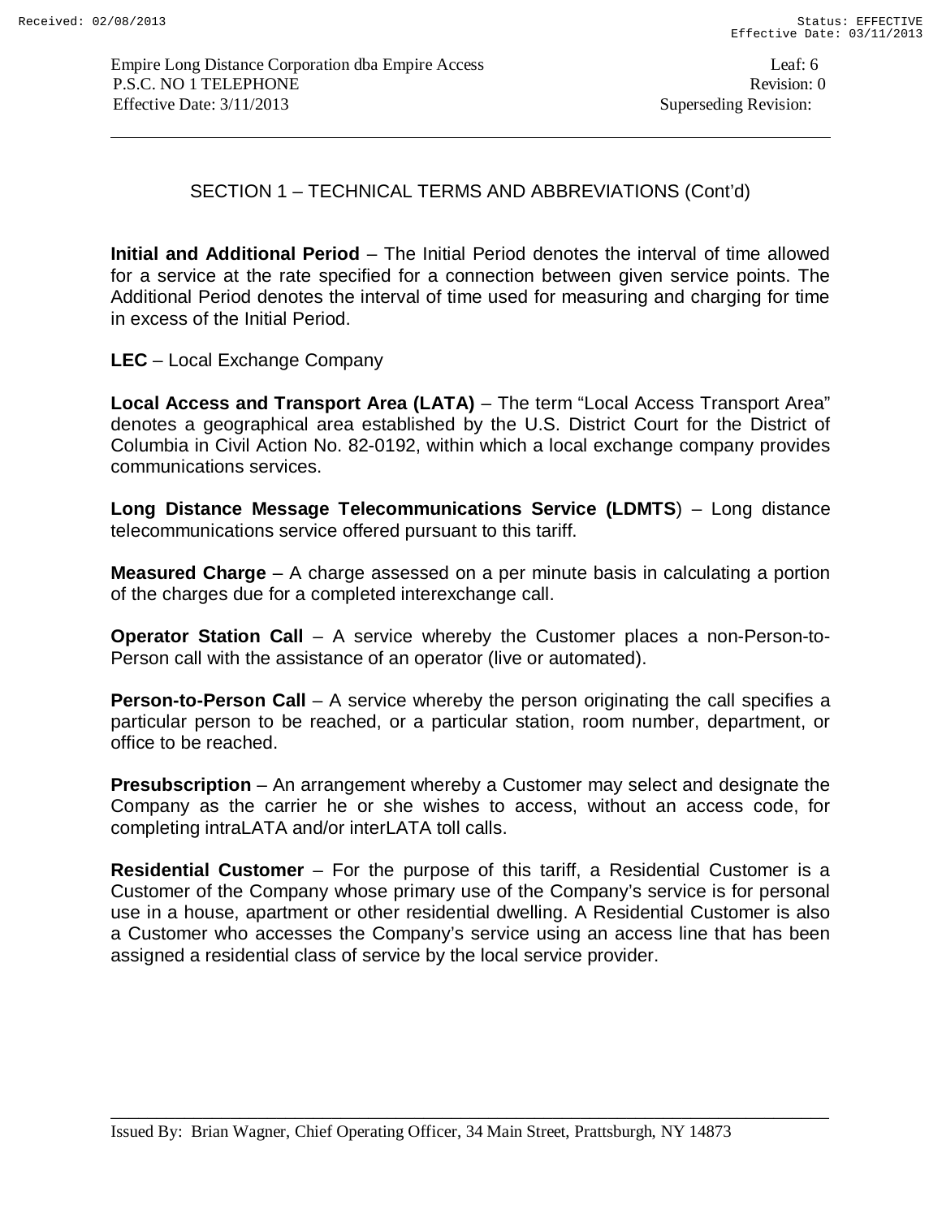## SECTION 1 – TECHNICAL TERMS AND ABBREVIATIONS (Cont'd)

**Initial and Additional Period** – The Initial Period denotes the interval of time allowed for a service at the rate specified for a connection between given service points. The Additional Period denotes the interval of time used for measuring and charging for time in excess of the Initial Period.

**LEC** – Local Exchange Company

**Local Access and Transport Area (LATA)** – The term "Local Access Transport Area" denotes a geographical area established by the U.S. District Court for the District of Columbia in Civil Action No. 82-0192, within which a local exchange company provides communications services.

**Long Distance Message Telecommunications Service (LDMTS**) – Long distance telecommunications service offered pursuant to this tariff.

**Measured Charge** – A charge assessed on a per minute basis in calculating a portion of the charges due for a completed interexchange call.

**Operator Station Call** – A service whereby the Customer places a non-Person-to-Person call with the assistance of an operator (live or automated).

**Person-to-Person Call** – A service whereby the person originating the call specifies a particular person to be reached, or a particular station, room number, department, or office to be reached.

**Presubscription** – An arrangement whereby a Customer may select and designate the Company as the carrier he or she wishes to access, without an access code, for completing intraLATA and/or interLATA toll calls.

**Residential Customer** – For the purpose of this tariff, a Residential Customer is a Customer of the Company whose primary use of the Company's service is for personal use in a house, apartment or other residential dwelling. A Residential Customer is also a Customer who accesses the Company's service using an access line that has been assigned a residential class of service by the local service provider.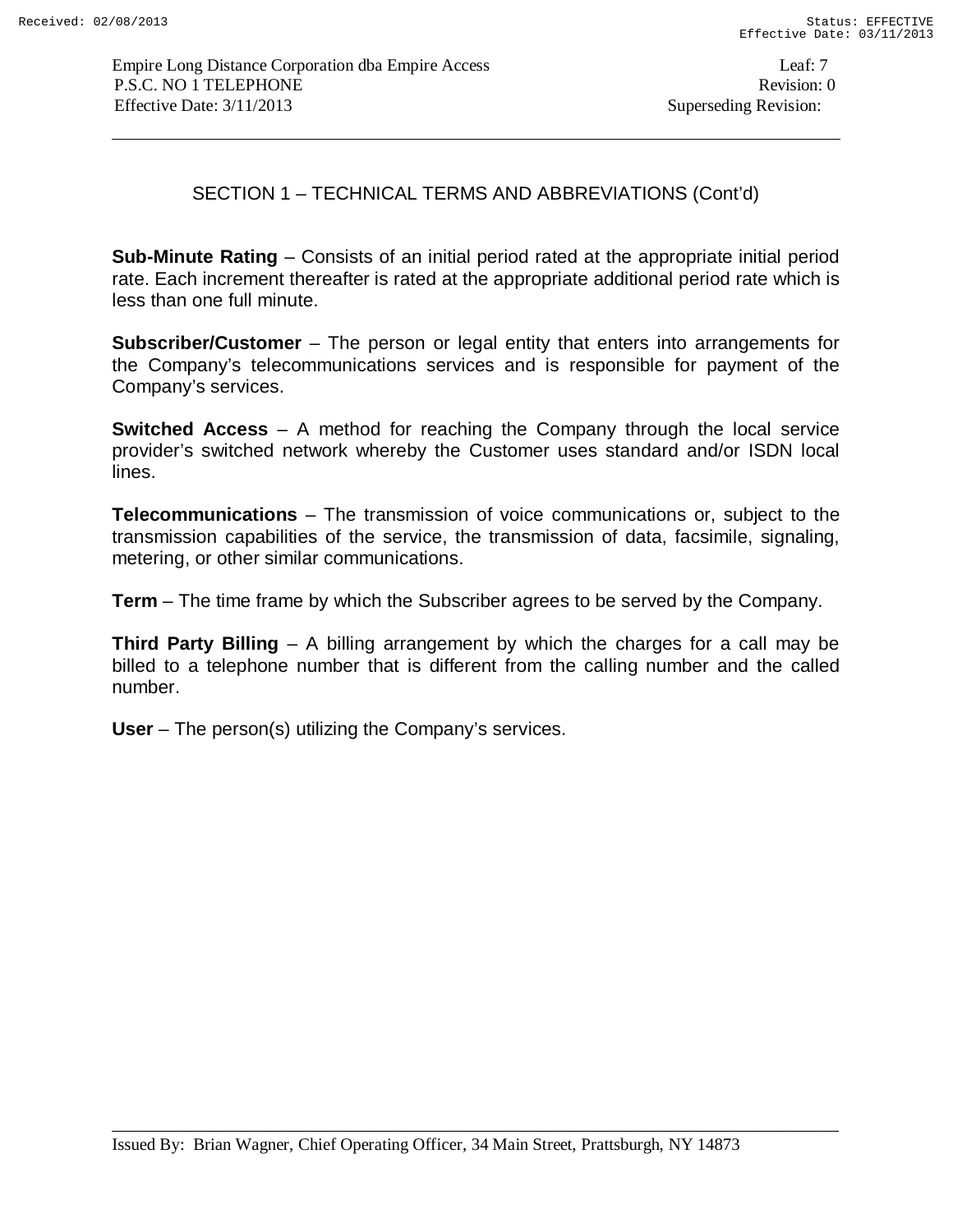## SECTION 1 – TECHNICAL TERMS AND ABBREVIATIONS (Cont'd)

**Sub-Minute Rating** – Consists of an initial period rated at the appropriate initial period rate. Each increment thereafter is rated at the appropriate additional period rate which is less than one full minute.

**Subscriber/Customer** – The person or legal entity that enters into arrangements for the Company's telecommunications services and is responsible for payment of the Company's services.

**Switched Access** – A method for reaching the Company through the local service provider's switched network whereby the Customer uses standard and/or ISDN local lines.

**Telecommunications** – The transmission of voice communications or, subject to the transmission capabilities of the service, the transmission of data, facsimile, signaling, metering, or other similar communications.

**Term** – The time frame by which the Subscriber agrees to be served by the Company.

**Third Party Billing** – A billing arrangement by which the charges for a call may be billed to a telephone number that is different from the calling number and the called number.

**User** – The person(s) utilizing the Company's services.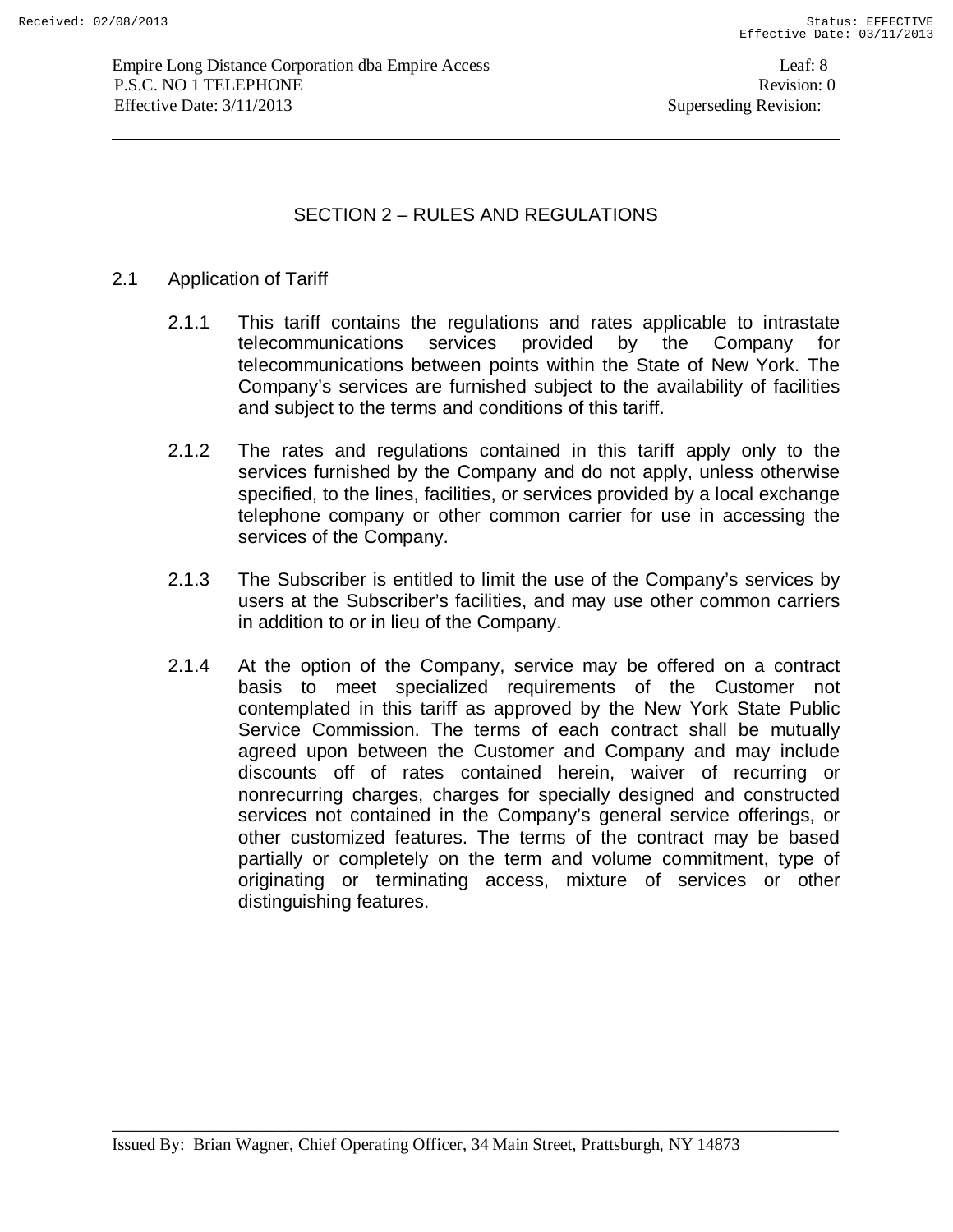## SECTION 2 – RULES AND REGULATIONS

### 2.1 Application of Tariff

2.1.1 This tariff contains the regulations and rates applicable to intrastate telecommunications services provided by the Company for telecommunications between points within the State of New York. The Company's services are furnished subject to the availability of facilities and subject to the terms and conditions of this tariff.

2.1.2 The rates and regulations contained in this tariff apply only to the services furnished by the Company and do not apply, unless otherwise specified, to the lines, facilities, or services provided by a local exchange telephone company or other common carrier for use in accessing the services of the Company.

2.1.3 The Subscriber is entitled to limit the use of the Company's services by users at the Subscriber's facilities, and may use other common carriers in addition to or in lieu of the Company.

2.1.4 At the option of the Company, service may be offered on a contract basis to meet specialized requirements of the Customer not contemplated in this tariff as approved by the New York State Public Service Commission. The terms of each contract shall be mutually agreed upon between the Customer and Company and may include discounts off of rates contained herein, waiver of recurring or nonrecurring charges, charges for specially designed and constructed services not contained in the Company's general service offerings, or other customized features. The terms of the contract may be based partially or completely on the term and volume commitment, type of originating or terminating access, mixture of services or other distinguishing features.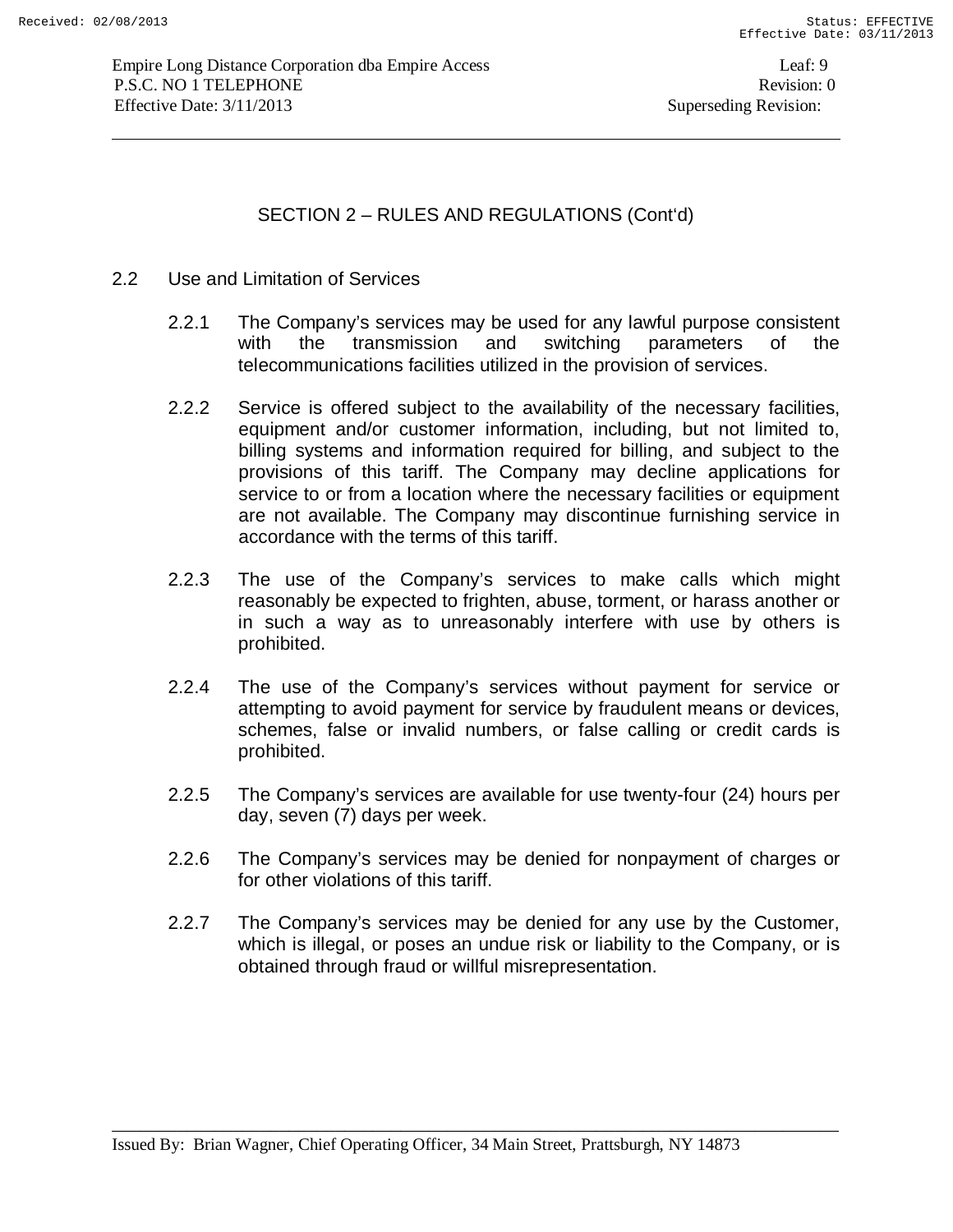## SECTION 2 – RULES AND REGULATIONS (Cont'd)

### 2.2 Use and Limitation of Services

2.2.1 The Company's services may be used for any lawful purpose consistent with the transmission and switching parameters of the telecommunications facilities utilized in the provision of services.

2.2.2 Service is offered subject to the availability of the necessary facilities, equipment and/or customer information, including, but not limited to, billing systems and information required for billing, and subject to the provisions of this tariff. The Company may decline applications for service to or from a location where the necessary facilities or equipment are not available. The Company may discontinue furnishing service in accordance with the terms of this tariff.

2.2.3 The use of the Company's services to make calls which might reasonably be expected to frighten, abuse, torment, or harass another or in such a way as to unreasonably interfere with use by others is prohibited.

2.2.4 The use of the Company's services without payment for service or attempting to avoid payment for service by fraudulent means or devices, schemes, false or invalid numbers, or false calling or credit cards is prohibited.

2.2.5 The Company's services are available for use twenty-four (24) hours per day, seven (7) days per week.

2.2.6 The Company's services may be denied for nonpayment of charges or for other violations of this tariff.

2.2.7 The Company's services may be denied for any use by the Customer, which is illegal, or poses an undue risk or liability to the Company, or is obtained through fraud or willful misrepresentation.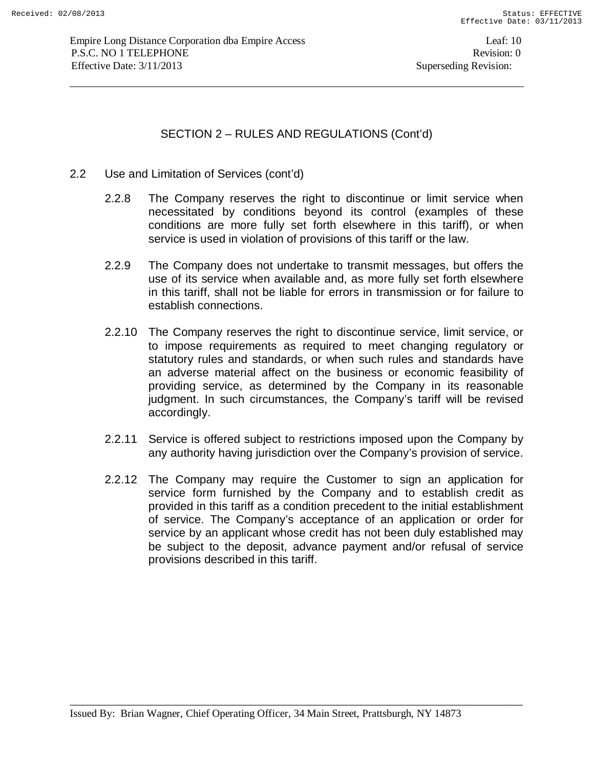## SECTION 2 – RULES AND REGULATIONS (Cont'd)

2.2 Use and Limitation of Services (cont'd)

2.2.8 The Company reserves the right to discontinue or limit service when necessitated by conditions beyond its control (examples of these conditions are more fully set forth elsewhere in this tariff), or when service is used in violation of provisions of this tariff or the law.

2.2.9 The Company does not undertake to transmit messages, but offers the use of its service when available and, as more fully set forth elsewhere in this tariff, shall not be liable for errors in transmission or for failure to establish connections.

2.2.10 The Company reserves the right to discontinue service, limit service, or to impose requirements as required to meet changing regulatory or statutory rules and standards, or when such rules and standards have an adverse material affect on the business or economic feasibility of providing service, as determined by the Company in its reasonable judgment. In such circumstances, the Company's tariff will be revised accordingly.

2.2.11 Service is offered subject to restrictions imposed upon the Company by any authority having jurisdiction over the Company's provision of service.

2.2.12 The Company may require the Customer to sign an application for service form furnished by the Company and to establish credit as provided in this tariff as a condition precedent to the initial establishment of service. The Company's acceptance of an application or order for service by an applicant whose credit has not been duly established may be subject to the deposit, advance payment and/or refusal of service provisions described in this tariff.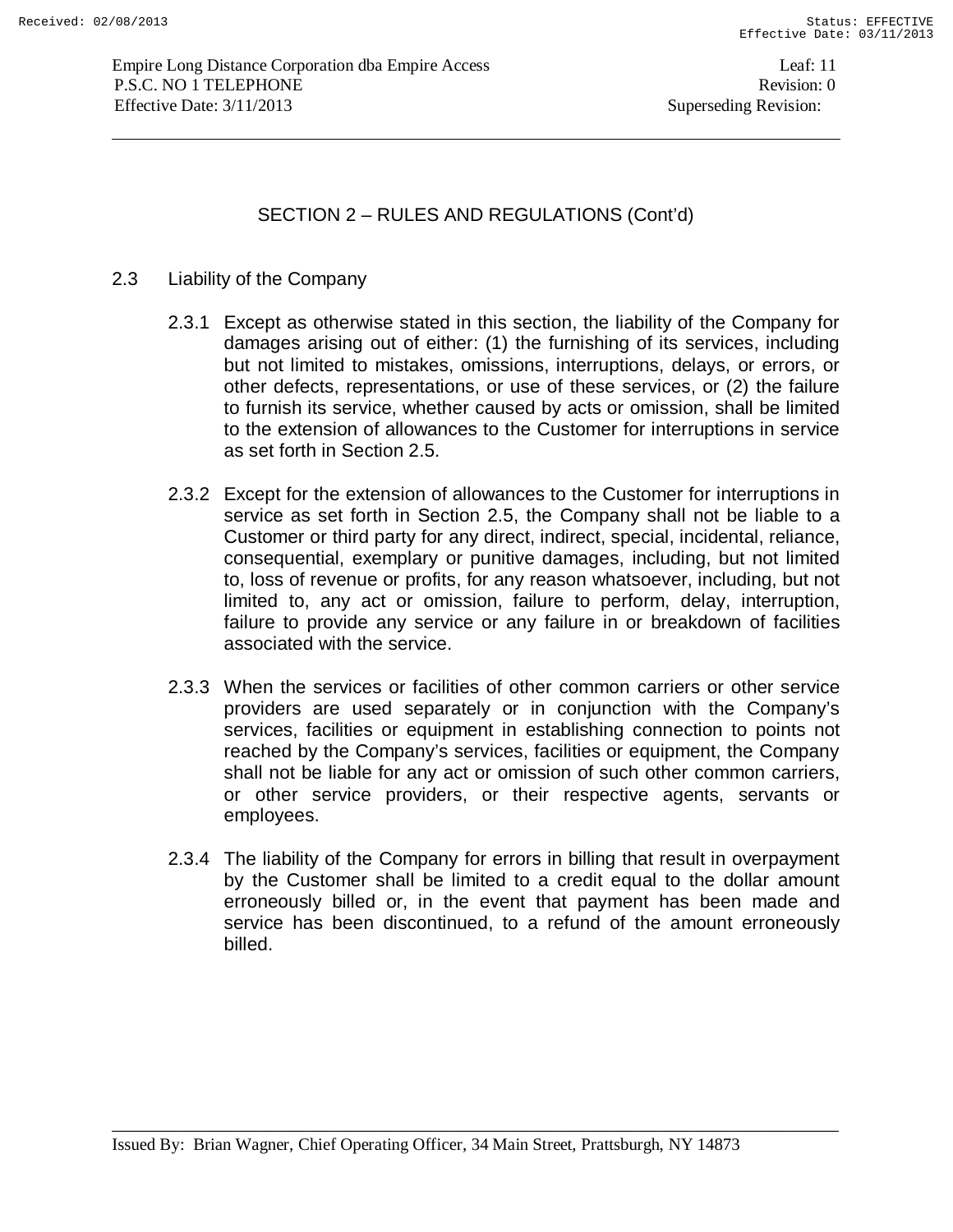## SECTION 2 – RULES AND REGULATIONS (Cont'd)

### 2.3 Liability of the Company

2.3.1 Except as otherwise stated in this section, the liability of the Company for damages arising out of either: (1) the furnishing of its services, including but not limited to mistakes, omissions, interruptions, delays, or errors, or other defects, representations, or use of these services, or (2) the failure to furnish its service, whether caused by acts or omission, shall be limited to the extension of allowances to the Customer for interruptions in service as set forth in Section 2.5.

2.3.2 Except for the extension of allowances to the Customer for interruptions in service as set forth in Section 2.5, the Company shall not be liable to a Customer or third party for any direct, indirect, special, incidental, reliance, consequential, exemplary or punitive damages, including, but not limited to, loss of revenue or profits, for any reason whatsoever, including, but not limited to, any act or omission, failure to perform, delay, interruption, failure to provide any service or any failure in or breakdown of facilities associated with the service.

2.3.3 When the services or facilities of other common carriers or other service providers are used separately or in conjunction with the Company's services, facilities or equipment in establishing connection to points not reached by the Company's services, facilities or equipment, the Company shall not be liable for any act or omission of such other common carriers, or other service providers, or their respective agents, servants or employees.

2.3.4 The liability of the Company for errors in billing that result in overpayment by the Customer shall be limited to a credit equal to the dollar amount erroneously billed or, in the event that payment has been made and service has been discontinued, to a refund of the amount erroneously billed.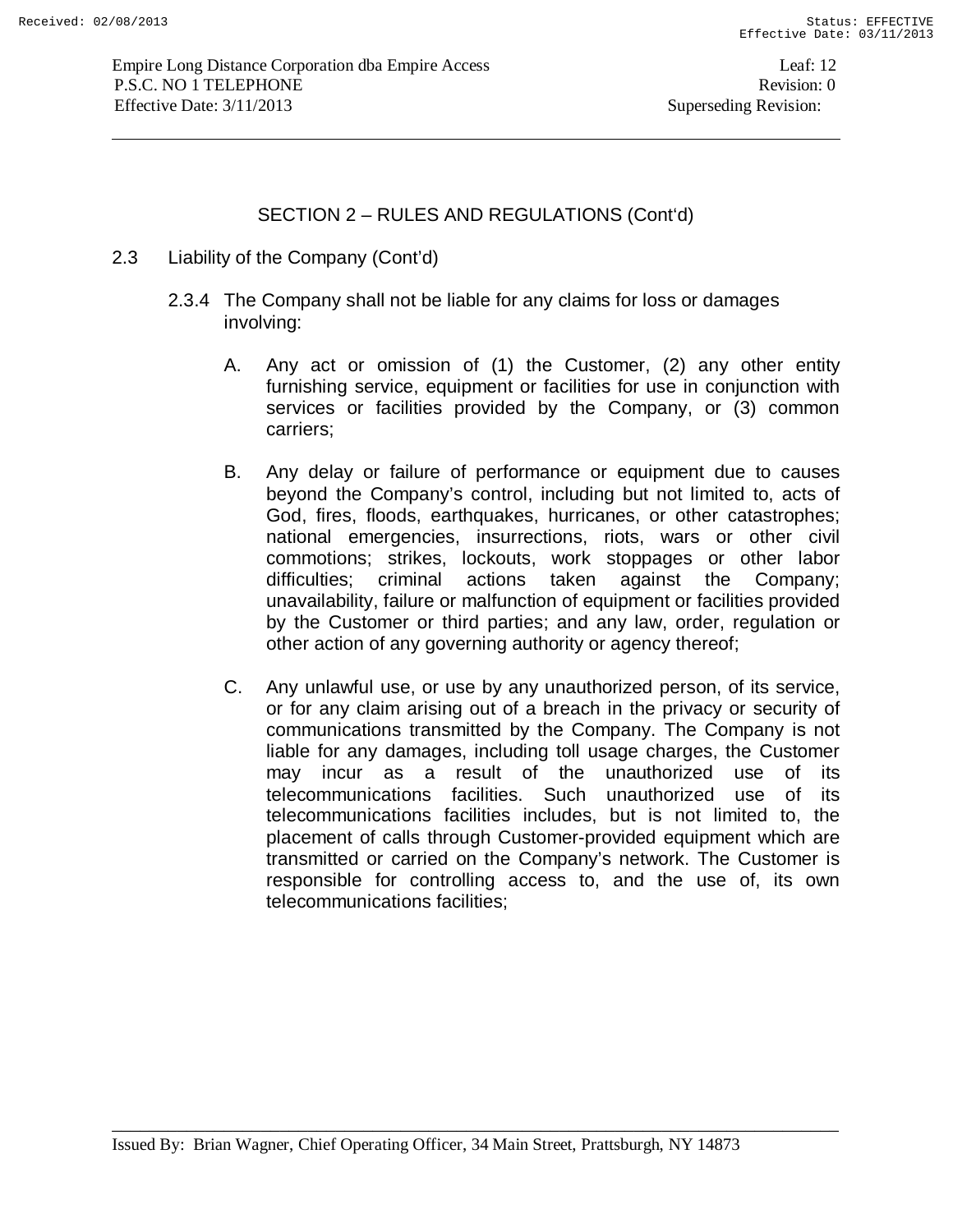## SECTION 2 – RULES AND REGULATIONS (Cont'd)

2.3 Liability of the Company (Cont'd)

2.3.4 The Company shall not be liable for any claims for loss or damages involving:

A. Any act or omission of (1) the Customer, (2) any other entity furnishing service, equipment or facilities for use in conjunction with services or facilities provided by the Company, or (3) common carriers;

B. Any delay or failure of performance or equipment due to causes beyond the Company's control, including but not limited to, acts of God, fires, floods, earthquakes, hurricanes, or other catastrophes; national emergencies, insurrections, riots, wars or other civil commotions; strikes, lockouts, work stoppages or other labor difficulties; criminal actions taken against the Company; unavailability, failure or malfunction of equipment or facilities provided by the Customer or third parties; and any law, order, regulation or other action of any governing authority or agency thereof;

C. Any unlawful use, or use by any unauthorized person, of its service, or for any claim arising out of a breach in the privacy or security of communications transmitted by the Company. The Company is not liable for any damages, including toll usage charges, the Customer may incur as a result of the unauthorized use of its telecommunications facilities. Such unauthorized use of its telecommunications facilities includes, but is not limited to, the placement of calls through Customer-provided equipment which are transmitted or carried on the Company's network. The Customer is responsible for controlling access to, and the use of, its own telecommunications facilities;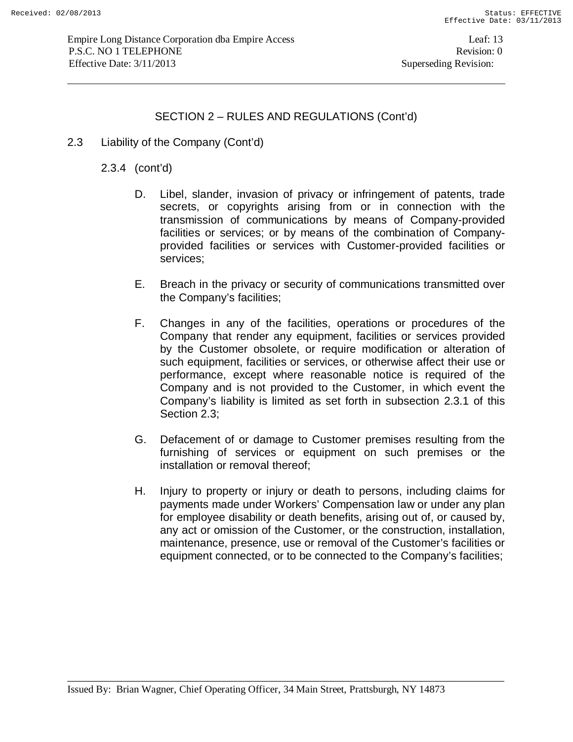## SECTION 2 – RULES AND REGULATIONS (Cont'd)

2.3 Liability of the Company (Cont'd)

2.3.4 (cont'd)

D. Libel, slander, invasion of privacy or infringement of patents, trade secrets, or copyrights arising from or in connection with the transmission of communications by means of Company-provided facilities or services; or by means of the combination of Company-provided facilities or services with Customer-provided facilities or services;

E. Breach in the privacy or security of communications transmitted over the Company's facilities;

F. Changes in any of the facilities, operations or procedures of the Company that render any equipment, facilities or services provided by the Customer obsolete, or require modification or alteration of such equipment, facilities or services, or otherwise affect their use or performance, except where reasonable notice is required of the Company and is not provided to the Customer, in which event the Company's liability is limited as set forth in subsection 2.3.1 of this Section 2.3;

G. Defacement of or damage to Customer premises resulting from the furnishing of services or equipment on such premises or the installation or removal thereof;

H. Injury to property or injury or death to persons, including claims for payments made under Workers' Compensation law or under any plan for employee disability or death benefits, arising out of, or caused by, any act or omission of the Customer, or the construction, installation, maintenance, presence, use or removal of the Customer's facilities or equipment connected, or to be connected to the Company's facilities;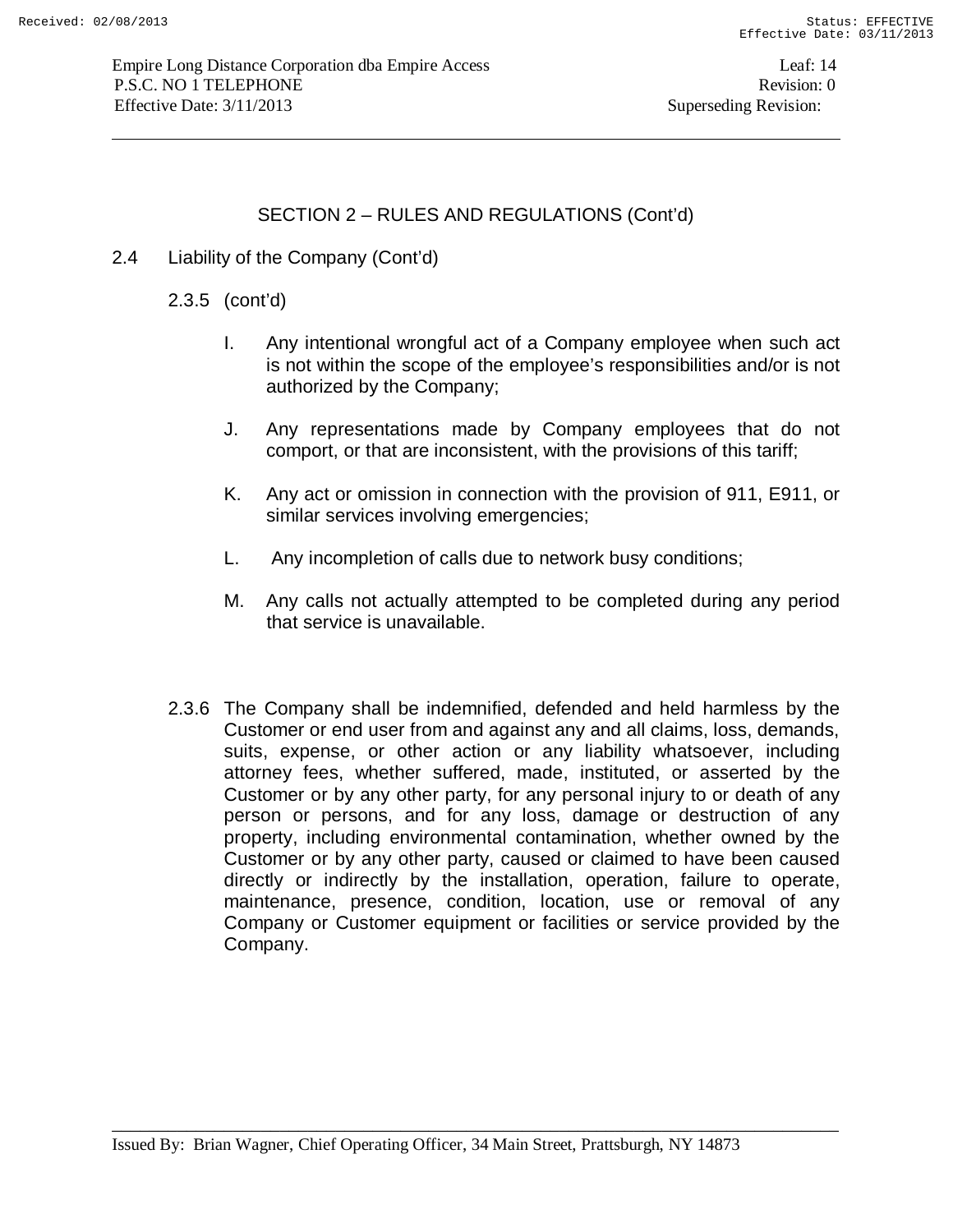SECTION 2 – RULES AND REGULATIONS (Cont'd)

2.4 Liability of the Company (Cont'd)

2.3.5 (cont'd)

I. Any intentional wrongful act of a Company employee when such act is not within the scope of the employee's responsibilities and/or is not authorized by the Company;

J. Any representations made by Company employees that do not comport, or that are inconsistent, with the provisions of this tariff;

K. Any act or omission in connection with the provision of 911, E911, or similar services involving emergencies;

L. Any incompletion of calls due to network busy conditions;

M. Any calls not actually attempted to be completed during any period that service is unavailable.

2.3.6 The Company shall be indemnified, defended and held harmless by the Customer or end user from and against any and all claims, loss, demands, suits, expense, or other action or any liability whatsoever, including attorney fees, whether suffered, made, instituted, or asserted by the Customer or by any other party, for any personal injury to or death of any person or persons, and for any loss, damage or destruction of any property, including environmental contamination, whether owned by the Customer or by any other party, caused or claimed to have been caused directly or indirectly by the installation, operation, failure to operate, maintenance, presence, condition, location, use or removal of any Company or Customer equipment or facilities or service provided by the Company.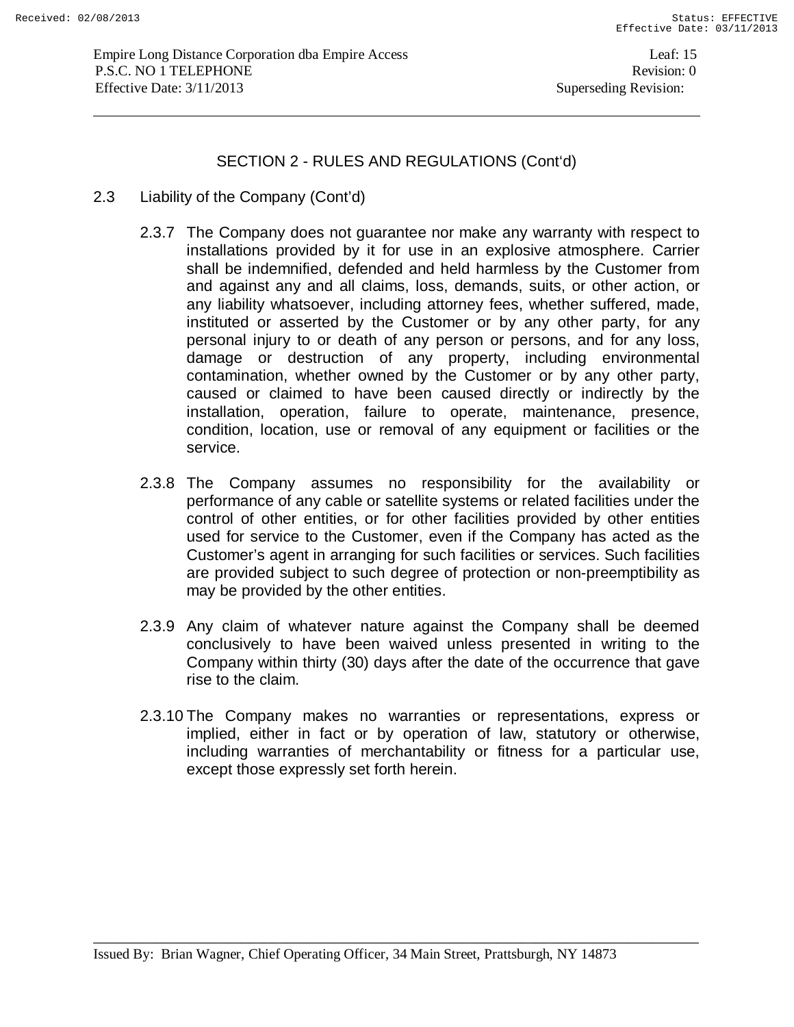## SECTION 2 - RULES AND REGULATIONS (Cont'd)

2.3 Liability of the Company (Cont'd)

2.3.7 The Company does not guarantee nor make any warranty with respect to installations provided by it for use in an explosive atmosphere. Carrier shall be indemnified, defended and held harmless by the Customer from and against any and all claims, loss, demands, suits, or other action, or any liability whatsoever, including attorney fees, whether suffered, made, instituted or asserted by the Customer or by any other party, for any personal injury to or death of any person or persons, and for any loss, damage or destruction of any property, including environmental contamination, whether owned by the Customer or by any other party, caused or claimed to have been caused directly or indirectly by the installation, operation, failure to operate, maintenance, presence, condition, location, use or removal of any equipment or facilities or the service.

2.3.8 The Company assumes no responsibility for the availability or performance of any cable or satellite systems or related facilities under the control of other entities, or for other facilities provided by other entities used for service to the Customer, even if the Company has acted as the Customer's agent in arranging for such facilities or services. Such facilities are provided subject to such degree of protection or non-preemptibility as may be provided by the other entities.

2.3.9 Any claim of whatever nature against the Company shall be deemed conclusively to have been waived unless presented in writing to the Company within thirty (30) days after the date of the occurrence that gave rise to the claim.

2.3.10 The Company makes no warranties or representations, express or implied, either in fact or by operation of law, statutory or otherwise, including warranties of merchantability or fitness for a particular use, except those expressly set forth herein.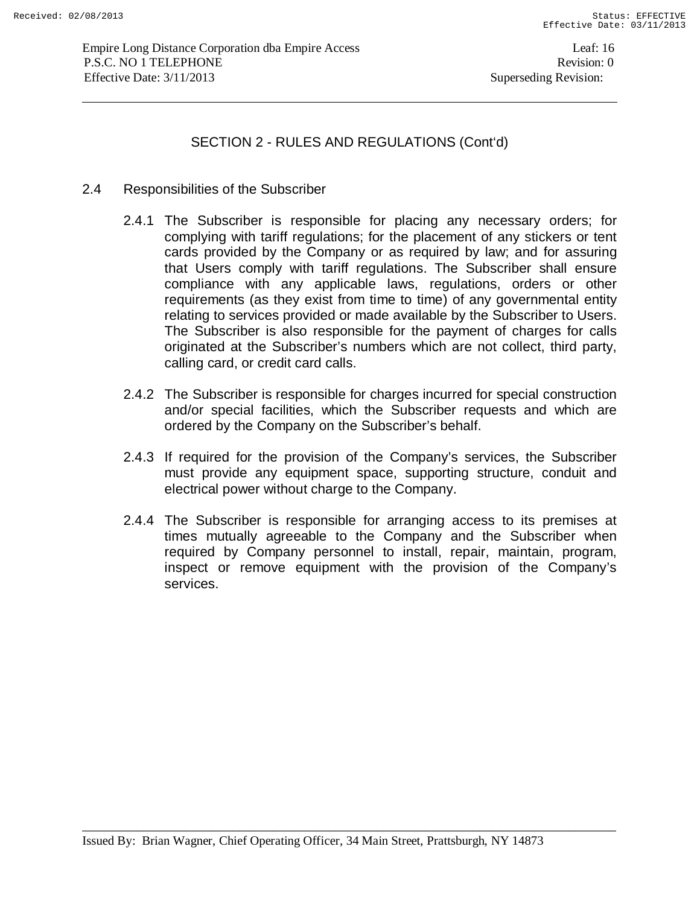## SECTION 2 - RULES AND REGULATIONS (Cont'd)

### 2.4 Responsibilities of the Subscriber

2.4.1 The Subscriber is responsible for placing any necessary orders; for complying with tariff regulations; for the placement of any stickers or tent cards provided by the Company or as required by law; and for assuring that Users comply with tariff regulations. The Subscriber shall ensure compliance with any applicable laws, regulations, orders or other requirements (as they exist from time to time) of any governmental entity relating to services provided or made available by the Subscriber to Users. The Subscriber is also responsible for the payment of charges for calls originated at the Subscriber's numbers which are not collect, third party, calling card, or credit card calls.

2.4.2 The Subscriber is responsible for charges incurred for special construction and/or special facilities, which the Subscriber requests and which are ordered by the Company on the Subscriber's behalf.

2.4.3 If required for the provision of the Company's services, the Subscriber must provide any equipment space, supporting structure, conduit and electrical power without charge to the Company.

2.4.4 The Subscriber is responsible for arranging access to its premises at times mutually agreeable to the Company and the Subscriber when required by Company personnel to install, repair, maintain, program, inspect or remove equipment with the provision of the Company's services.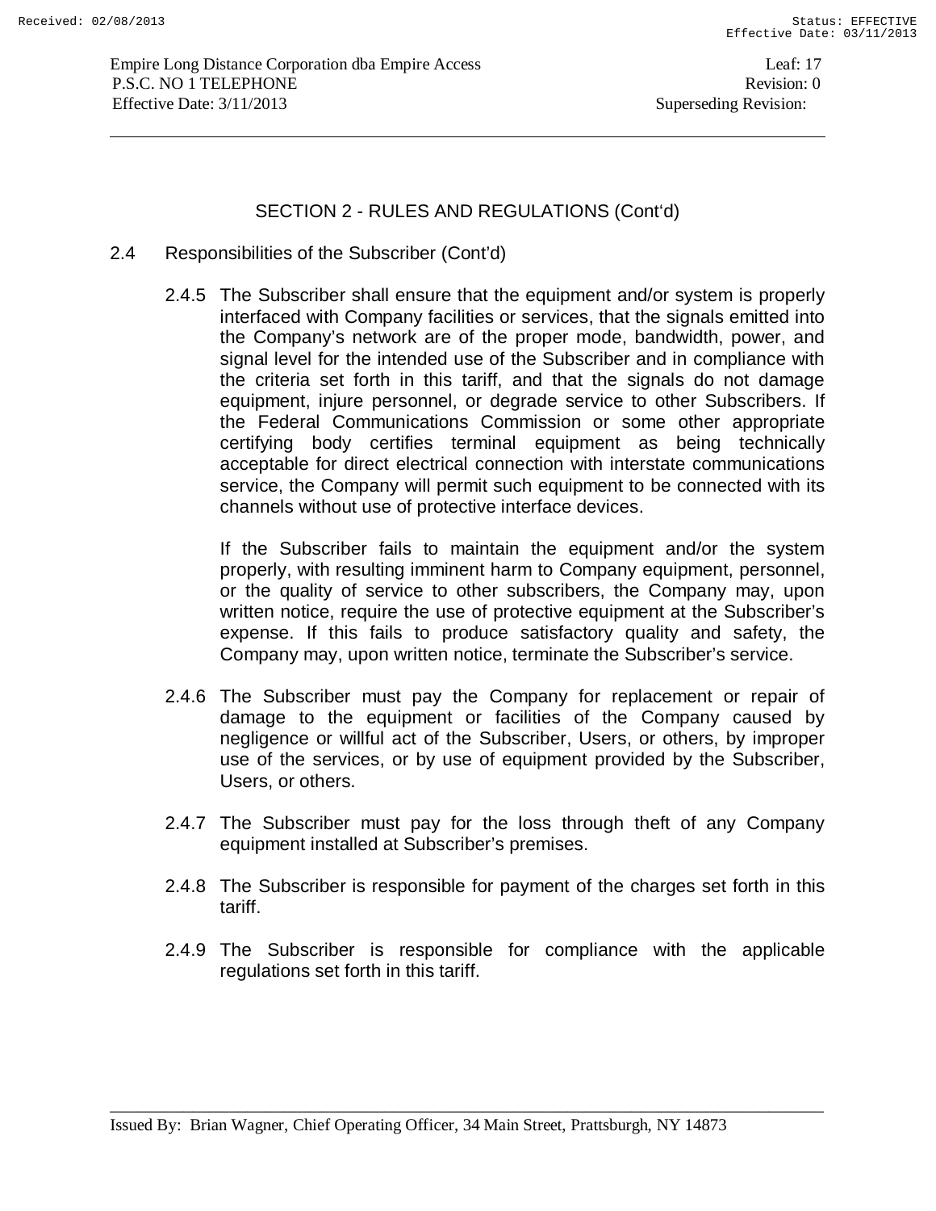## SECTION 2 - RULES AND REGULATIONS (Cont'd)

### 2.4 Responsibilities of the Subscriber (Cont'd)

2.4.5 The Subscriber shall ensure that the equipment and/or system is properly interfaced with Company facilities or services, that the signals emitted into the Company's network are of the proper mode, bandwidth, power, and signal level for the intended use of the Subscriber and in compliance with the criteria set forth in this tariff, and that the signals do not damage equipment, injure personnel, or degrade service to other Subscribers. If the Federal Communications Commission or some other appropriate certifying body certifies terminal equipment as being technically acceptable for direct electrical connection with interstate communications service, the Company will permit such equipment to be connected with its channels without use of protective interface devices.

If the Subscriber fails to maintain the equipment and/or the system properly, with resulting imminent harm to Company equipment, personnel, or the quality of service to other subscribers, the Company may, upon written notice, require the use of protective equipment at the Subscriber's expense. If this fails to produce satisfactory quality and safety, the Company may, upon written notice, terminate the Subscriber's service.

2.4.6 The Subscriber must pay the Company for replacement or repair of damage to the equipment or facilities of the Company caused by negligence or willful act of the Subscriber, Users, or others, by improper use of the services, or by use of equipment provided by the Subscriber, Users, or others.

2.4.7 The Subscriber must pay for the loss through theft of any Company equipment installed at Subscriber's premises.

2.4.8 The Subscriber is responsible for payment of the charges set forth in this tariff.

2.4.9 The Subscriber is responsible for compliance with the applicable regulations set forth in this tariff.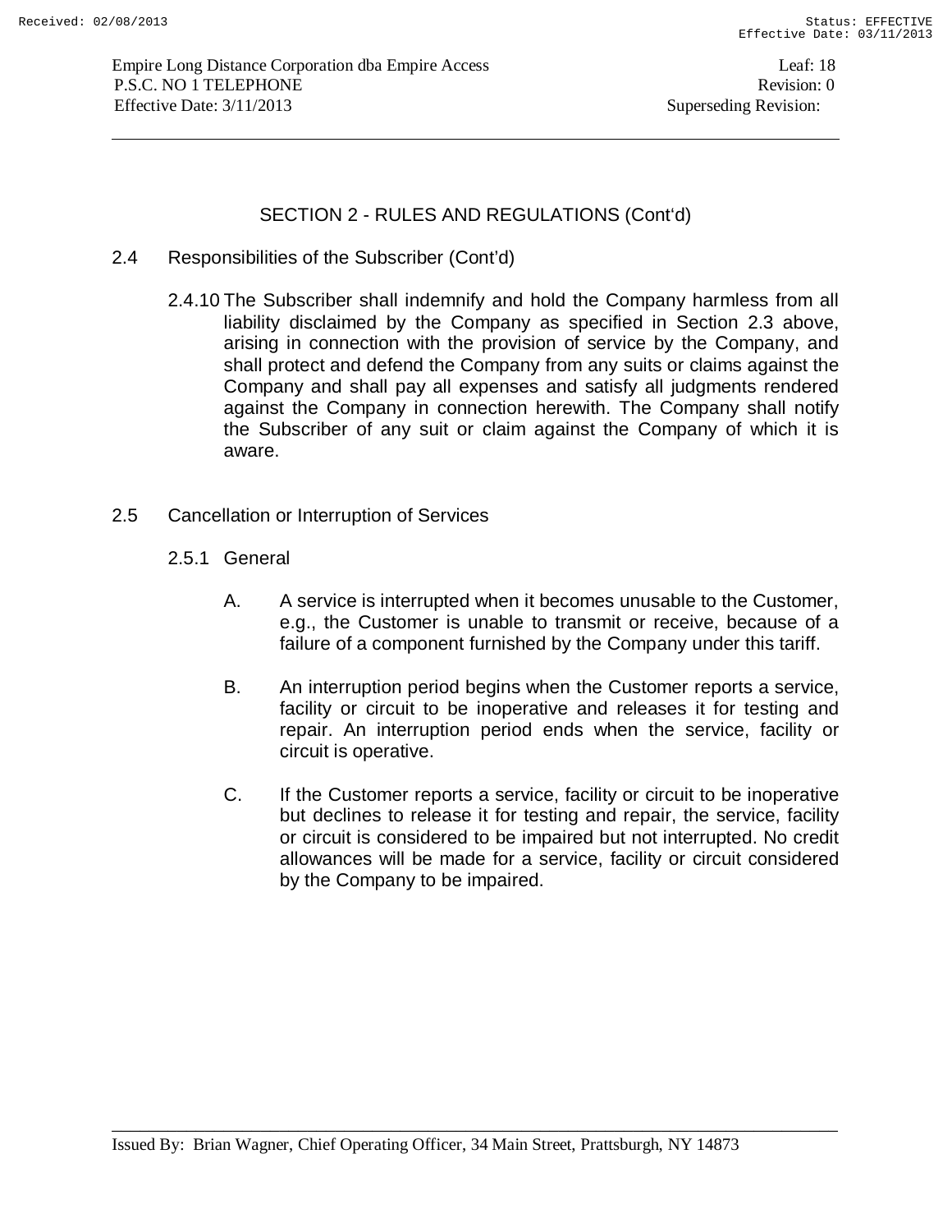## SECTION 2 - RULES AND REGULATIONS (Cont'd)

2.4 Responsibilities of the Subscriber (Cont'd)

2.4.10 The Subscriber shall indemnify and hold the Company harmless from all liability disclaimed by the Company as specified in Section 2.3 above, arising in connection with the provision of service by the Company, and shall protect and defend the Company from any suits or claims against the Company and shall pay all expenses and satisfy all judgments rendered against the Company in connection herewith. The Company shall notify the Subscriber of any suit or claim against the Company of which it is aware.

2.5 Cancellation or Interruption of Services

2.5.1 General

A. A service is interrupted when it becomes unusable to the Customer, e.g., the Customer is unable to transmit or receive, because of a failure of a component furnished by the Company under this tariff.

B. An interruption period begins when the Customer reports a service, facility or circuit to be inoperative and releases it for testing and repair. An interruption period ends when the service, facility or circuit is operative.

C. If the Customer reports a service, facility or circuit to be inoperative but declines to release it for testing and repair, the service, facility or circuit is considered to be impaired but not interrupted. No credit allowances will be made for a service, facility or circuit considered by the Company to be impaired.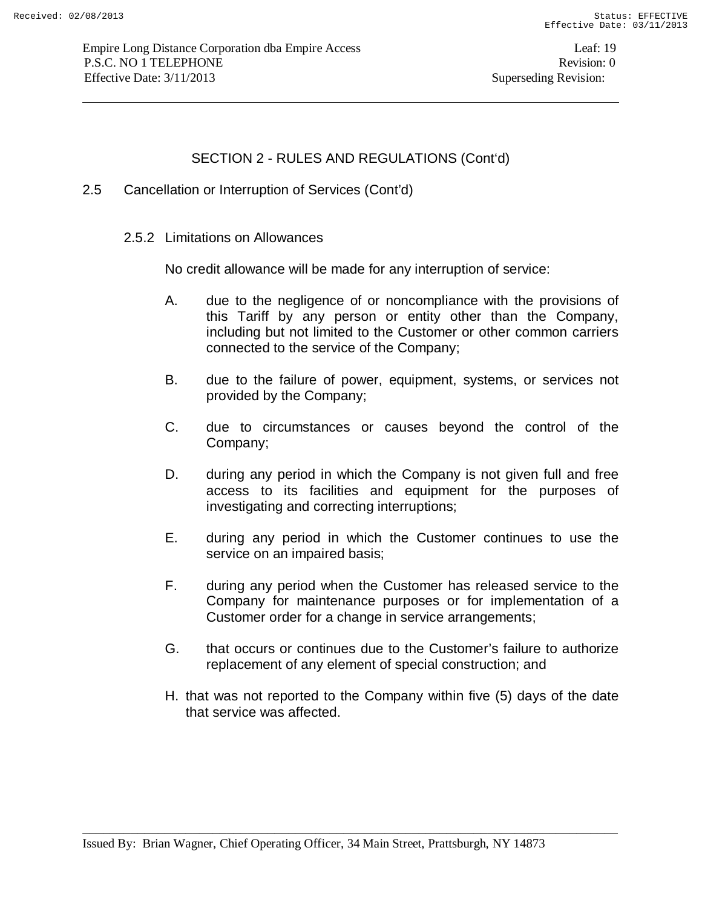## SECTION 2 - RULES AND REGULATIONS (Cont'd)

### 2.5 Cancellation or Interruption of Services (Cont'd)

#### 2.5.2 Limitations on Allowances

No credit allowance will be made for any interruption of service:

A. due to the negligence of or noncompliance with the provisions of this Tariff by any person or entity other than the Company, including but not limited to the Customer or other common carriers connected to the service of the Company;

B. due to the failure of power, equipment, systems, or services not provided by the Company;

C. due to circumstances or causes beyond the control of the Company;

D. during any period in which the Company is not given full and free access to its facilities and equipment for the purposes of investigating and correcting interruptions;

E. during any period in which the Customer continues to use the service on an impaired basis;

F. during any period when the Customer has released service to the Company for maintenance purposes or for implementation of a Customer order for a change in service arrangements;

G. that occurs or continues due to the Customer's failure to authorize replacement of any element of special construction; and

H. that was not reported to the Company within five (5) days of the date that service was affected.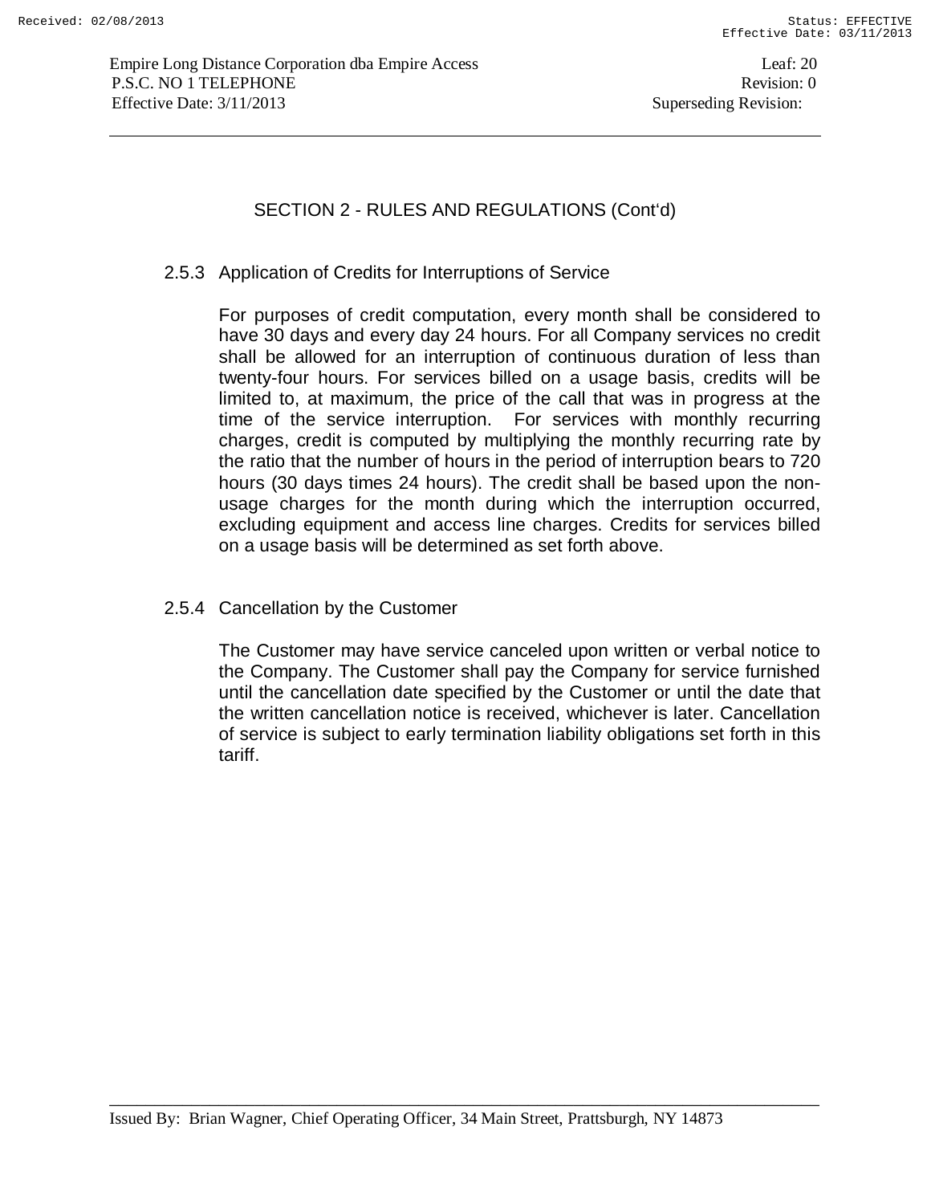## SECTION 2 - RULES AND REGULATIONS (Cont'd)

### 2.5.3 Application of Credits for Interruptions of Service

For purposes of credit computation, every month shall be considered to have 30 days and every day 24 hours. For all Company services no credit shall be allowed for an interruption of continuous duration of less than twenty-four hours. For services billed on a usage basis, credits will be limited to, at maximum, the price of the call that was in progress at the time of the service interruption. For services with monthly recurring charges, credit is computed by multiplying the monthly recurring rate by the ratio that the number of hours in the period of interruption bears to 720 hours (30 days times 24 hours). The credit shall be based upon the non-usage charges for the month during which the interruption occurred, excluding equipment and access line charges. Credits for services billed on a usage basis will be determined as set forth above.

### 2.5.4 Cancellation by the Customer

The Customer may have service canceled upon written or verbal notice to the Company. The Customer shall pay the Company for service furnished until the cancellation date specified by the Customer or until the date that the written cancellation notice is received, whichever is later. Cancellation of service is subject to early termination liability obligations set forth in this tariff.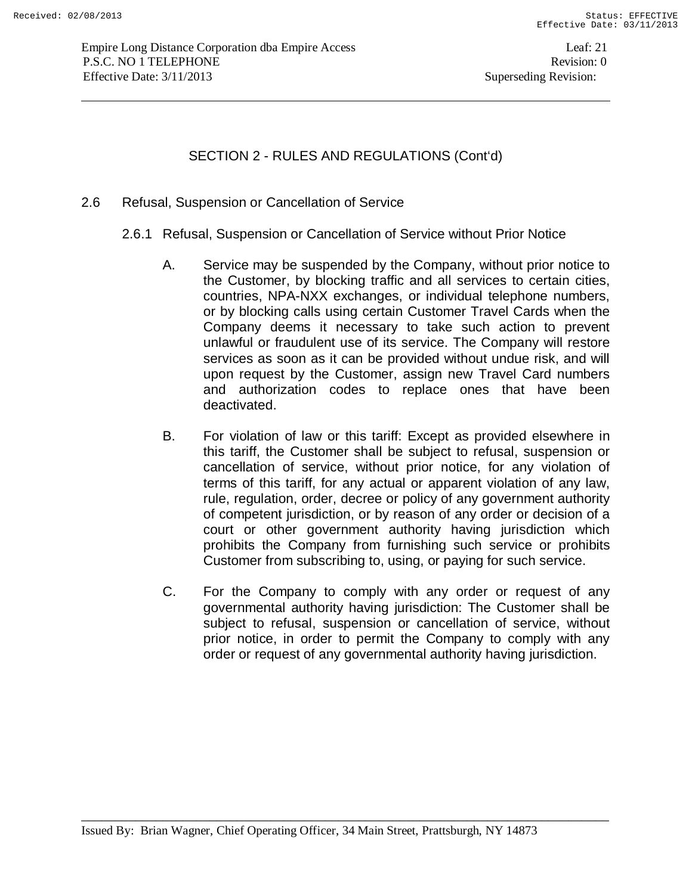## SECTION 2 - RULES AND REGULATIONS (Cont'd)

### 2.6 Refusal, Suspension or Cancellation of Service

#### 2.6.1 Refusal, Suspension or Cancellation of Service without Prior Notice

A. Service may be suspended by the Company, without prior notice to the Customer, by blocking traffic and all services to certain cities, countries, NPA-NXX exchanges, or individual telephone numbers, or by blocking calls using certain Customer Travel Cards when the Company deems it necessary to take such action to prevent unlawful or fraudulent use of its service. The Company will restore services as soon as it can be provided without undue risk, and will upon request by the Customer, assign new Travel Card numbers and authorization codes to replace ones that have been deactivated.

B. For violation of law or this tariff: Except as provided elsewhere in this tariff, the Customer shall be subject to refusal, suspension or cancellation of service, without prior notice, for any violation of terms of this tariff, for any actual or apparent violation of any law, rule, regulation, order, decree or policy of any government authority of competent jurisdiction, or by reason of any order or decision of a court or other government authority having jurisdiction which prohibits the Company from furnishing such service or prohibits Customer from subscribing to, using, or paying for such service.

C. For the Company to comply with any order or request of any governmental authority having jurisdiction: The Customer shall be subject to refusal, suspension or cancellation of service, without prior notice, in order to permit the Company to comply with any order or request of any governmental authority having jurisdiction.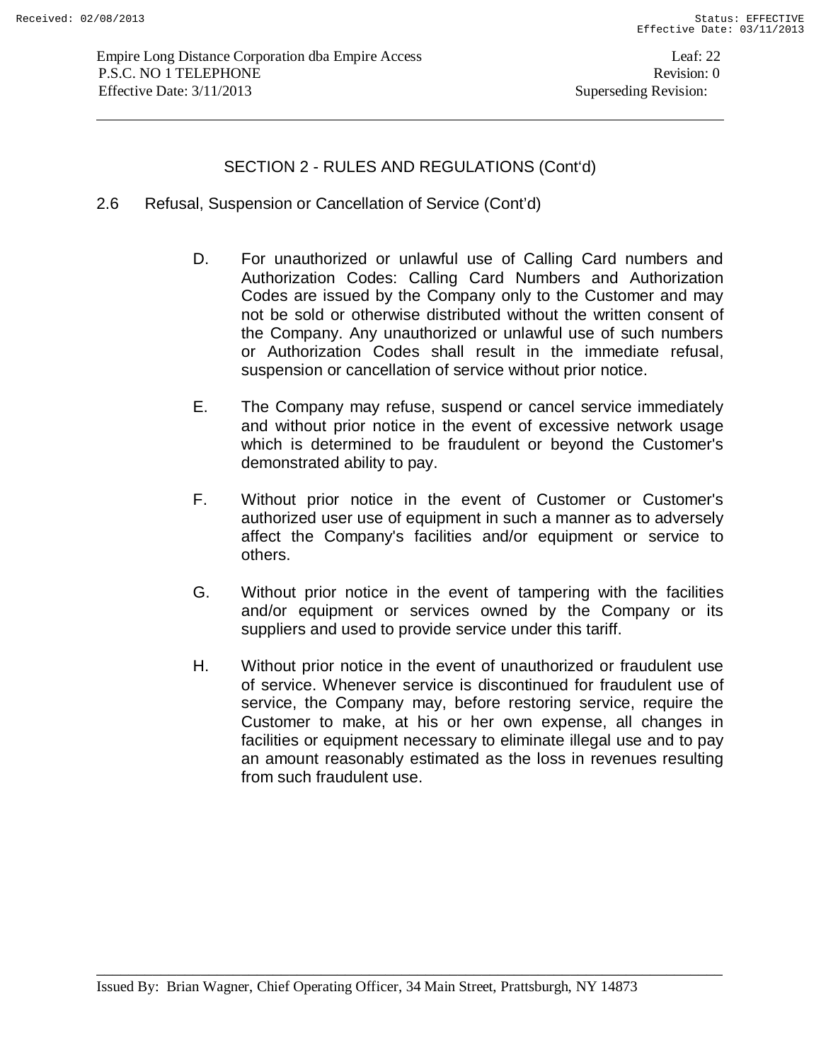## SECTION 2 - RULES AND REGULATIONS (Cont'd)

2.6 Refusal, Suspension or Cancellation of Service (Cont'd)

D. For unauthorized or unlawful use of Calling Card numbers and Authorization Codes: Calling Card Numbers and Authorization Codes are issued by the Company only to the Customer and may not be sold or otherwise distributed without the written consent of the Company. Any unauthorized or unlawful use of such numbers or Authorization Codes shall result in the immediate refusal, suspension or cancellation of service without prior notice.

E. The Company may refuse, suspend or cancel service immediately and without prior notice in the event of excessive network usage which is determined to be fraudulent or beyond the Customer's demonstrated ability to pay.

F. Without prior notice in the event of Customer or Customer's authorized user use of equipment in such a manner as to adversely affect the Company's facilities and/or equipment or service to others.

G. Without prior notice in the event of tampering with the facilities and/or equipment or services owned by the Company or its suppliers and used to provide service under this tariff.

H. Without prior notice in the event of unauthorized or fraudulent use of service. Whenever service is discontinued for fraudulent use of service, the Company may, before restoring service, require the Customer to make, at his or her own expense, all changes in facilities or equipment necessary to eliminate illegal use and to pay an amount reasonably estimated as the loss in revenues resulting from such fraudulent use.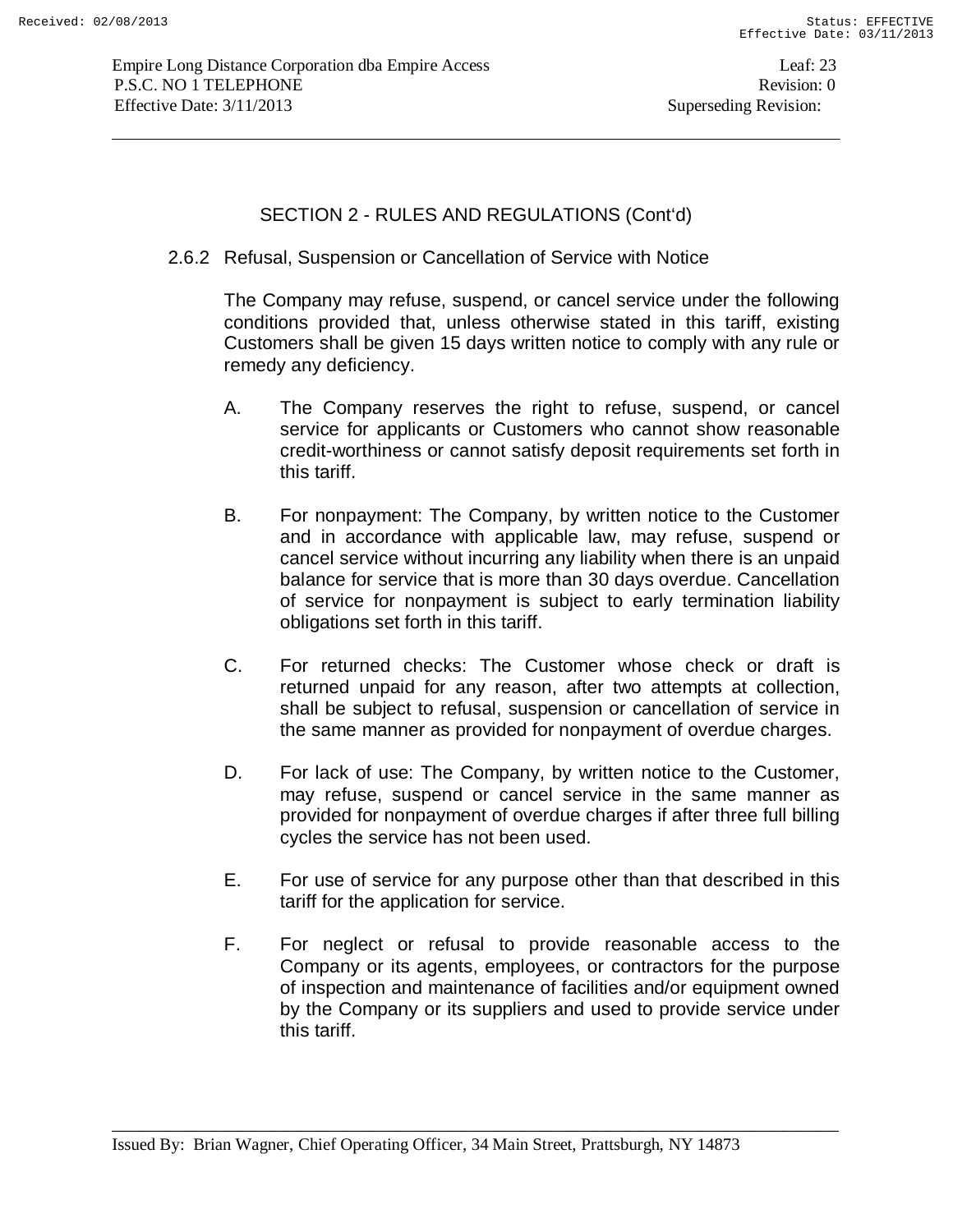## SECTION 2 - RULES AND REGULATIONS (Cont'd)

### 2.6.2 Refusal, Suspension or Cancellation of Service with Notice

The Company may refuse, suspend, or cancel service under the following conditions provided that, unless otherwise stated in this tariff, existing Customers shall be given 15 days written notice to comply with any rule or remedy any deficiency.

A. The Company reserves the right to refuse, suspend, or cancel service for applicants or Customers who cannot show reasonable credit-worthiness or cannot satisfy deposit requirements set forth in this tariff.

B. For nonpayment: The Company, by written notice to the Customer and in accordance with applicable law, may refuse, suspend or cancel service without incurring any liability when there is an unpaid balance for service that is more than 30 days overdue. Cancellation of service for nonpayment is subject to early termination liability obligations set forth in this tariff.

C. For returned checks: The Customer whose check or draft is returned unpaid for any reason, after two attempts at collection, shall be subject to refusal, suspension or cancellation of service in the same manner as provided for nonpayment of overdue charges.

D. For lack of use: The Company, by written notice to the Customer, may refuse, suspend or cancel service in the same manner as provided for nonpayment of overdue charges if after three full billing cycles the service has not been used.

E. For use of service for any purpose other than that described in this tariff for the application for service.

F. For neglect or refusal to provide reasonable access to the Company or its agents, employees, or contractors for the purpose of inspection and maintenance of facilities and/or equipment owned by the Company or its suppliers and used to provide service under this tariff.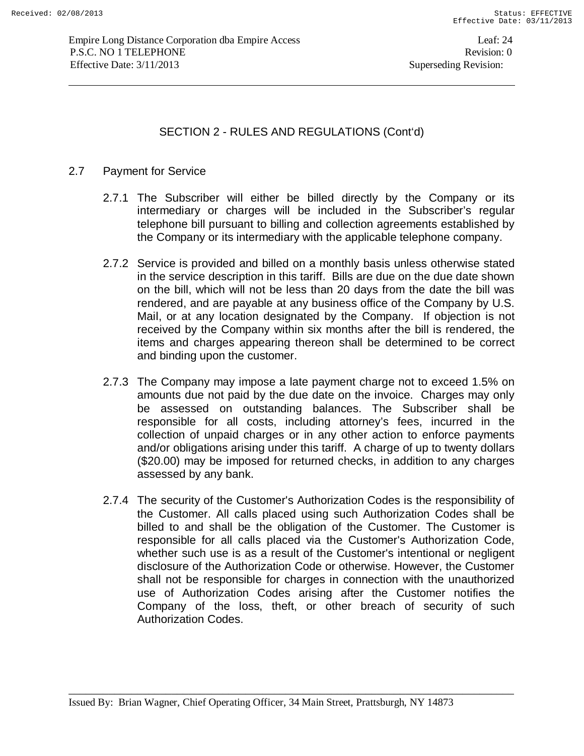## SECTION 2 - RULES AND REGULATIONS (Cont'd)

### 2.7 Payment for Service

2.7.1 The Subscriber will either be billed directly by the Company or its intermediary or charges will be included in the Subscriber's regular telephone bill pursuant to billing and collection agreements established by the Company or its intermediary with the applicable telephone company.

2.7.2 Service is provided and billed on a monthly basis unless otherwise stated in the service description in this tariff. Bills are due on the due date shown on the bill, which will not be less than 20 days from the date the bill was rendered, and are payable at any business office of the Company by U.S. Mail, or at any location designated by the Company. If objection is not received by the Company within six months after the bill is rendered, the items and charges appearing thereon shall be determined to be correct and binding upon the customer.

2.7.3 The Company may impose a late payment charge not to exceed 1.5% on amounts due not paid by the due date on the invoice. Charges may only be assessed on outstanding balances. The Subscriber shall be responsible for all costs, including attorney's fees, incurred in the collection of unpaid charges or in any other action to enforce payments and/or obligations arising under this tariff. A charge of up to twenty dollars ($20.00) may be imposed for returned checks, in addition to any charges assessed by any bank.

2.7.4 The security of the Customer's Authorization Codes is the responsibility of the Customer. All calls placed using such Authorization Codes shall be billed to and shall be the obligation of the Customer. The Customer is responsible for all calls placed via the Customer's Authorization Code, whether such use is as a result of the Customer's intentional or negligent disclosure of the Authorization Code or otherwise. However, the Customer shall not be responsible for charges in connection with the unauthorized use of Authorization Codes arising after the Customer notifies the Company of the loss, theft, or other breach of security of such Authorization Codes.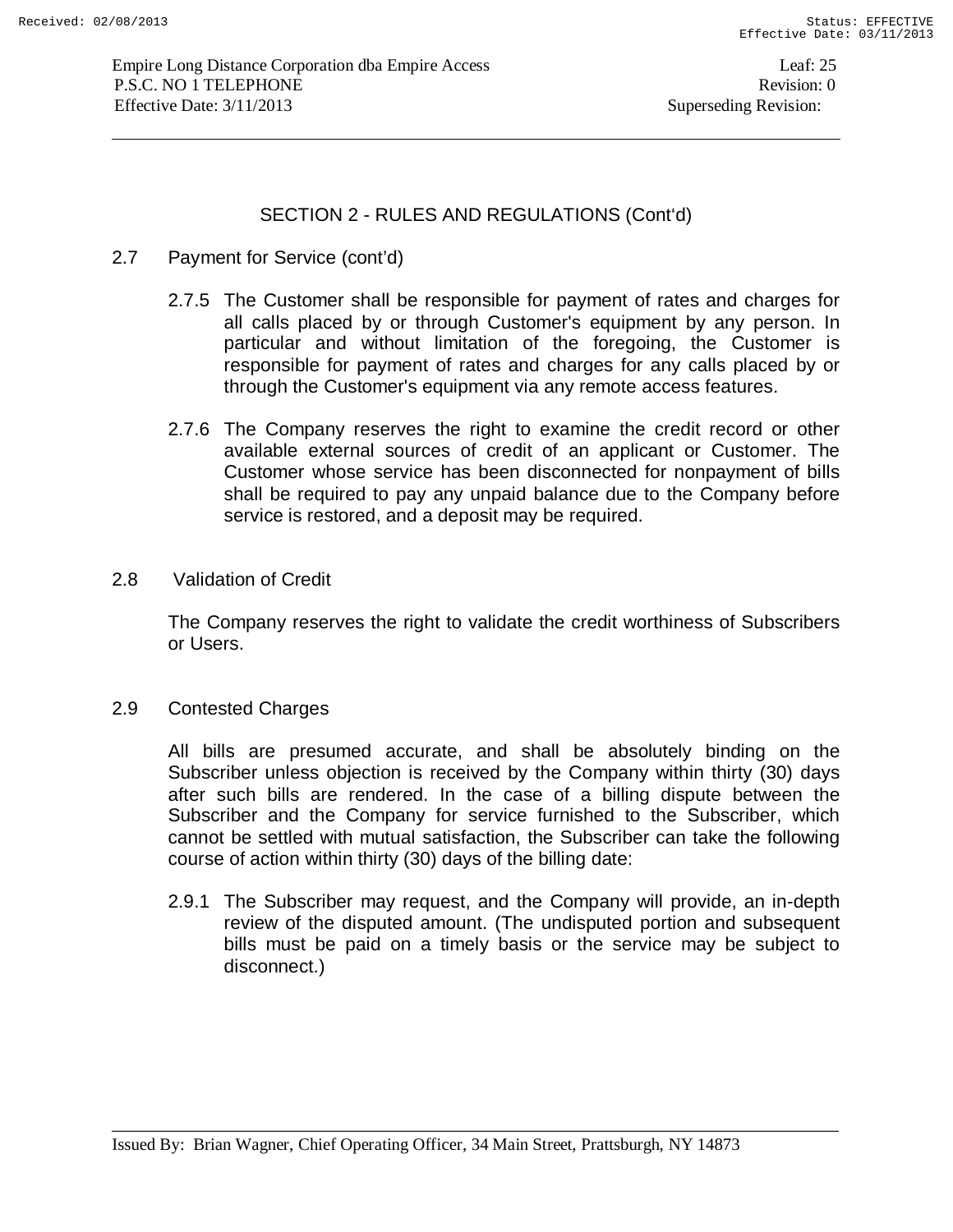## SECTION 2 - RULES AND REGULATIONS (Cont'd)

2.7 Payment for Service (cont'd)

2.7.5 The Customer shall be responsible for payment of rates and charges for all calls placed by or through Customer's equipment by any person. In particular and without limitation of the foregoing, the Customer is responsible for payment of rates and charges for any calls placed by or through the Customer's equipment via any remote access features.

2.7.6 The Company reserves the right to examine the credit record or other available external sources of credit of an applicant or Customer. The Customer whose service has been disconnected for nonpayment of bills shall be required to pay any unpaid balance due to the Company before service is restored, and a deposit may be required.

2.8 Validation of Credit

The Company reserves the right to validate the credit worthiness of Subscribers or Users.

2.9 Contested Charges

All bills are presumed accurate, and shall be absolutely binding on the Subscriber unless objection is received by the Company within thirty (30) days after such bills are rendered. In the case of a billing dispute between the Subscriber and the Company for service furnished to the Subscriber, which cannot be settled with mutual satisfaction, the Subscriber can take the following course of action within thirty (30) days of the billing date:

2.9.1 The Subscriber may request, and the Company will provide, an in-depth review of the disputed amount. (The undisputed portion and subsequent bills must be paid on a timely basis or the service may be subject to disconnect.)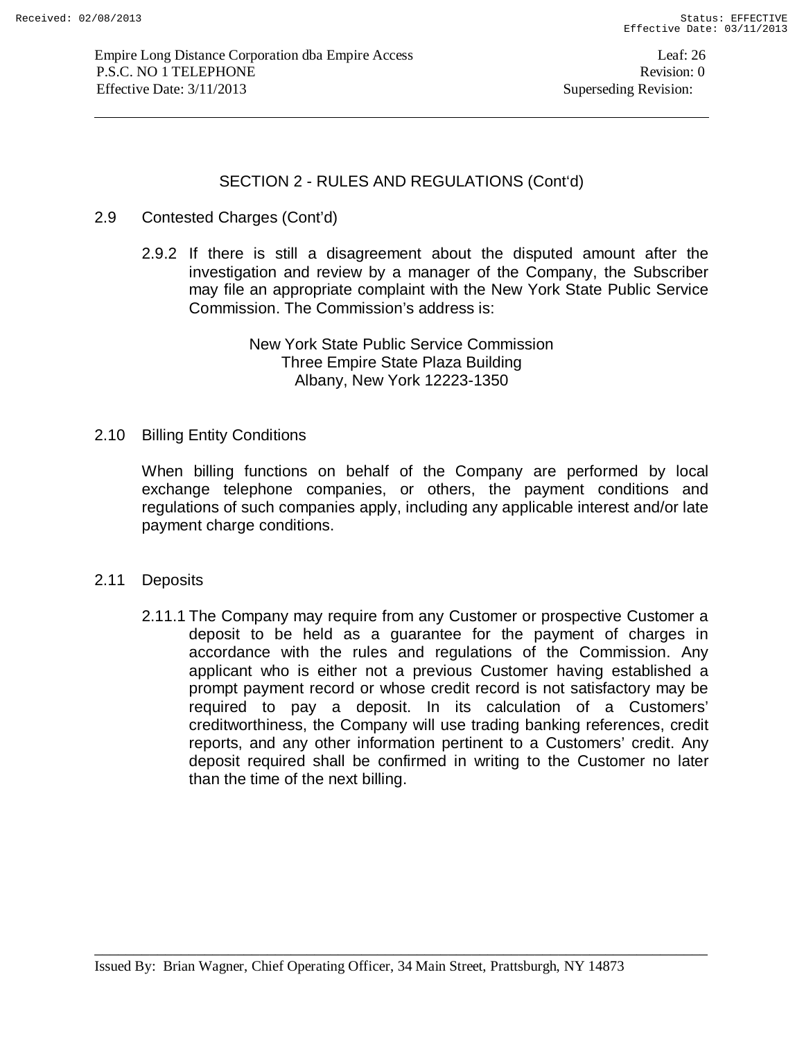## SECTION 2 - RULES AND REGULATIONS (Cont'd)

### 2.9 Contested Charges (Cont'd)

2.9.2 If there is still a disagreement about the disputed amount after the investigation and review by a manager of the Company, the Subscriber may file an appropriate complaint with the New York State Public Service Commission. The Commission's address is:

New York State Public Service Commission
Three Empire State Plaza Building
Albany, New York 12223-1350

### 2.10 Billing Entity Conditions

When billing functions on behalf of the Company are performed by local exchange telephone companies, or others, the payment conditions and regulations of such companies apply, including any applicable interest and/or late payment charge conditions.

### 2.11 Deposits

2.11.1 The Company may require from any Customer or prospective Customer a deposit to be held as a guarantee for the payment of charges in accordance with the rules and regulations of the Commission. Any applicant who is either not a previous Customer having established a prompt payment record or whose credit record is not satisfactory may be required to pay a deposit. In its calculation of a Customers' creditworthiness, the Company will use trading banking references, credit reports, and any other information pertinent to a Customers' credit. Any deposit required shall be confirmed in writing to the Customer no later than the time of the next billing.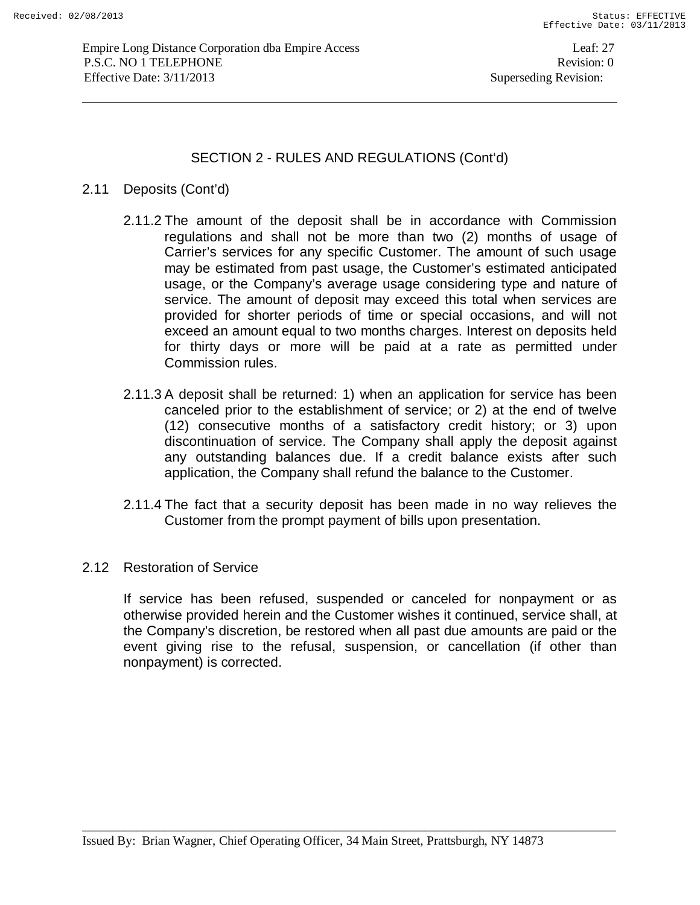## SECTION 2 - RULES AND REGULATIONS (Cont'd)

2.11 Deposits (Cont'd)

2.11.2 The amount of the deposit shall be in accordance with Commission regulations and shall not be more than two (2) months of usage of Carrier's services for any specific Customer. The amount of such usage may be estimated from past usage, the Customer's estimated anticipated usage, or the Company's average usage considering type and nature of service. The amount of deposit may exceed this total when services are provided for shorter periods of time or special occasions, and will not exceed an amount equal to two months charges. Interest on deposits held for thirty days or more will be paid at a rate as permitted under Commission rules.

2.11.3 A deposit shall be returned: 1) when an application for service has been canceled prior to the establishment of service; or 2) at the end of twelve (12) consecutive months of a satisfactory credit history; or 3) upon discontinuation of service. The Company shall apply the deposit against any outstanding balances due. If a credit balance exists after such application, the Company shall refund the balance to the Customer.

2.11.4 The fact that a security deposit has been made in no way relieves the Customer from the prompt payment of bills upon presentation.

2.12 Restoration of Service

If service has been refused, suspended or canceled for nonpayment or as otherwise provided herein and the Customer wishes it continued, service shall, at the Company's discretion, be restored when all past due amounts are paid or the event giving rise to the refusal, suspension, or cancellation (if other than nonpayment) is corrected.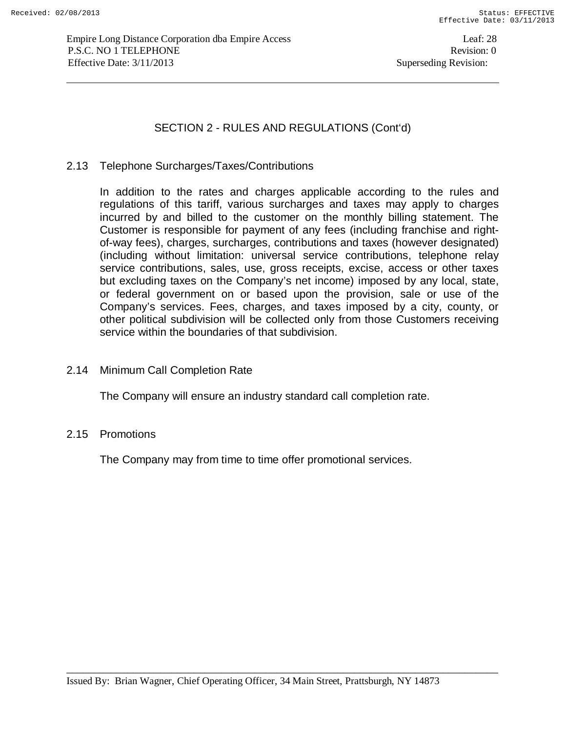## SECTION 2 - RULES AND REGULATIONS (Cont'd)

### 2.13 Telephone Surcharges/Taxes/Contributions

In addition to the rates and charges applicable according to the rules and regulations of this tariff, various surcharges and taxes may apply to charges incurred by and billed to the customer on the monthly billing statement. The Customer is responsible for payment of any fees (including franchise and right-of-way fees), charges, surcharges, contributions and taxes (however designated) (including without limitation: universal service contributions, telephone relay service contributions, sales, use, gross receipts, excise, access or other taxes but excluding taxes on the Company's net income) imposed by any local, state, or federal government on or based upon the provision, sale or use of the Company's services. Fees, charges, and taxes imposed by a city, county, or other political subdivision will be collected only from those Customers receiving service within the boundaries of that subdivision.

### 2.14 Minimum Call Completion Rate

The Company will ensure an industry standard call completion rate.

### 2.15 Promotions

The Company may from time to time offer promotional services.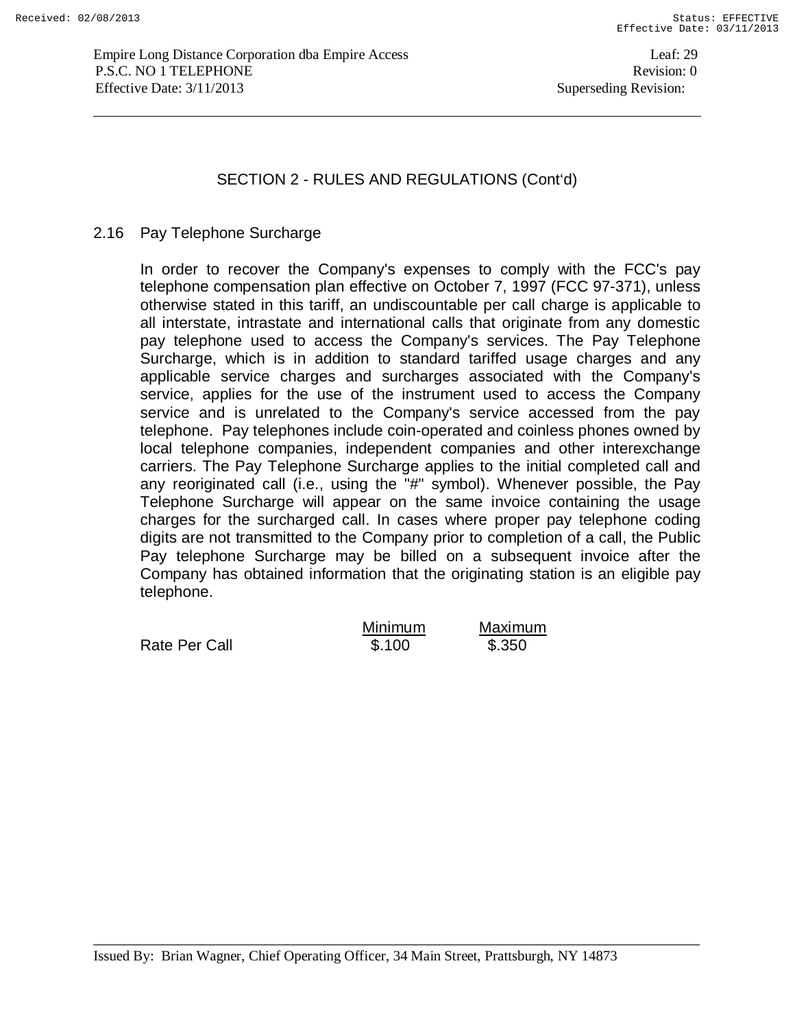## SECTION 2 - RULES AND REGULATIONS (Cont'd)

### 2.16 Pay Telephone Surcharge

In order to recover the Company's expenses to comply with the FCC's pay telephone compensation plan effective on October 7, 1997 (FCC 97-371), unless otherwise stated in this tariff, an undiscountable per call charge is applicable to all interstate, intrastate and international calls that originate from any domestic pay telephone used to access the Company's services. The Pay Telephone Surcharge, which is in addition to standard tariffed usage charges and any applicable service charges and surcharges associated with the Company's service, applies for the use of the instrument used to access the Company service and is unrelated to the Company's service accessed from the pay telephone. Pay telephones include coin-operated and coinless phones owned by local telephone companies, independent companies and other interexchange carriers. The Pay Telephone Surcharge applies to the initial completed call and any reoriginated call (i.e., using the "#" symbol). Whenever possible, the Pay Telephone Surcharge will appear on the same invoice containing the usage charges for the surcharged call. In cases where proper pay telephone coding digits are not transmitted to the Company prior to completion of a call, the Public Pay telephone Surcharge may be billed on a subsequent invoice after the Company has obtained information that the originating station is an eligible pay telephone.

| | Minimum | Maximum |
|---|---|---|
| Rate Per Call | $.100 | $.350 |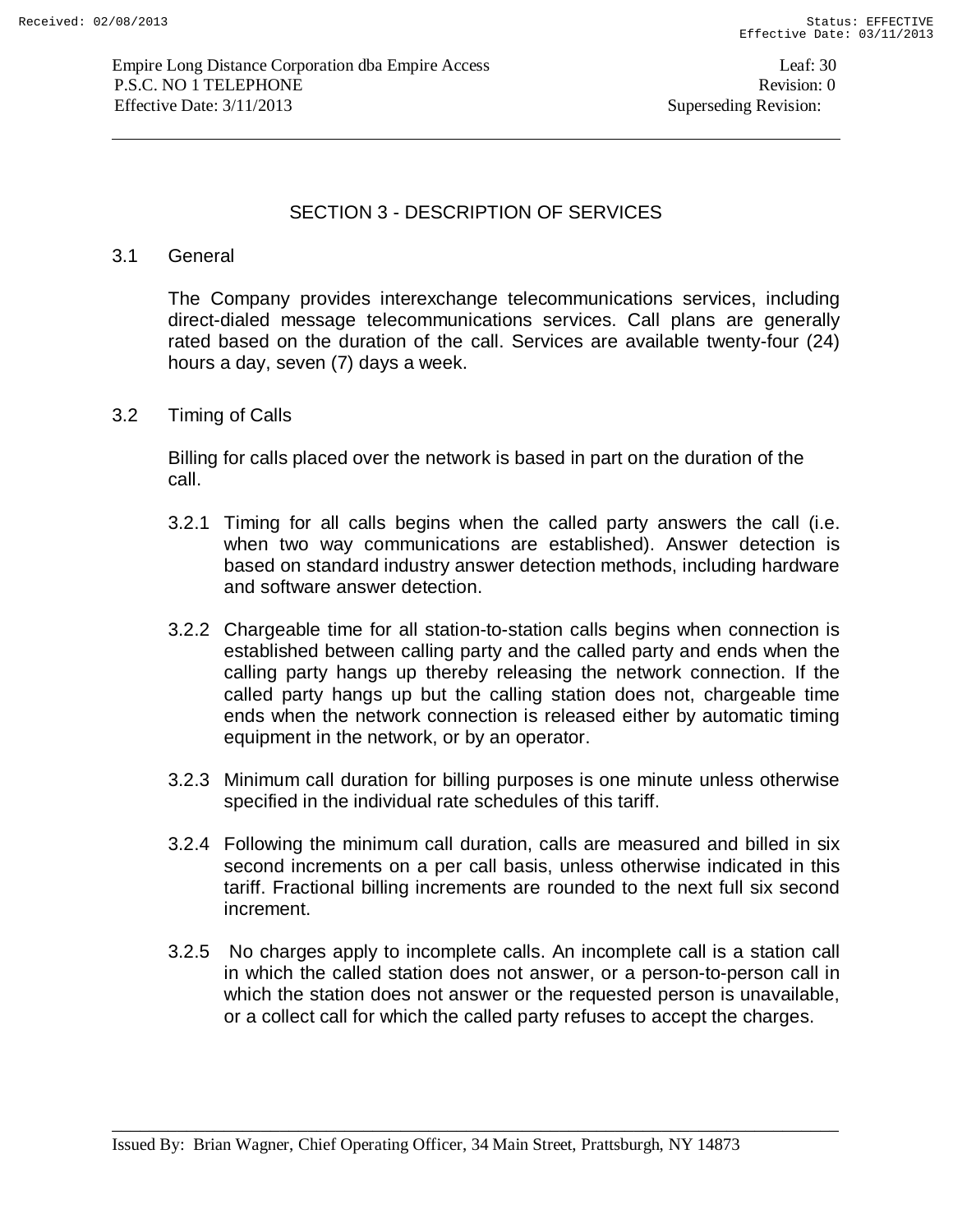## SECTION 3 - DESCRIPTION OF SERVICES

### 3.1 General

The Company provides interexchange telecommunications services, including direct-dialed message telecommunications services. Call plans are generally rated based on the duration of the call. Services are available twenty-four (24) hours a day, seven (7) days a week.

### 3.2 Timing of Calls

Billing for calls placed over the network is based in part on the duration of the call.

3.2.1 Timing for all calls begins when the called party answers the call (i.e. when two way communications are established). Answer detection is based on standard industry answer detection methods, including hardware and software answer detection.

3.2.2 Chargeable time for all station-to-station calls begins when connection is established between calling party and the called party and ends when the calling party hangs up thereby releasing the network connection. If the called party hangs up but the calling station does not, chargeable time ends when the network connection is released either by automatic timing equipment in the network, or by an operator.

3.2.3 Minimum call duration for billing purposes is one minute unless otherwise specified in the individual rate schedules of this tariff.

3.2.4 Following the minimum call duration, calls are measured and billed in six second increments on a per call basis, unless otherwise indicated in this tariff. Fractional billing increments are rounded to the next full six second increment.

3.2.5 No charges apply to incomplete calls. An incomplete call is a station call in which the called station does not answer, or a person-to-person call in which the station does not answer or the requested person is unavailable, or a collect call for which the called party refuses to accept the charges.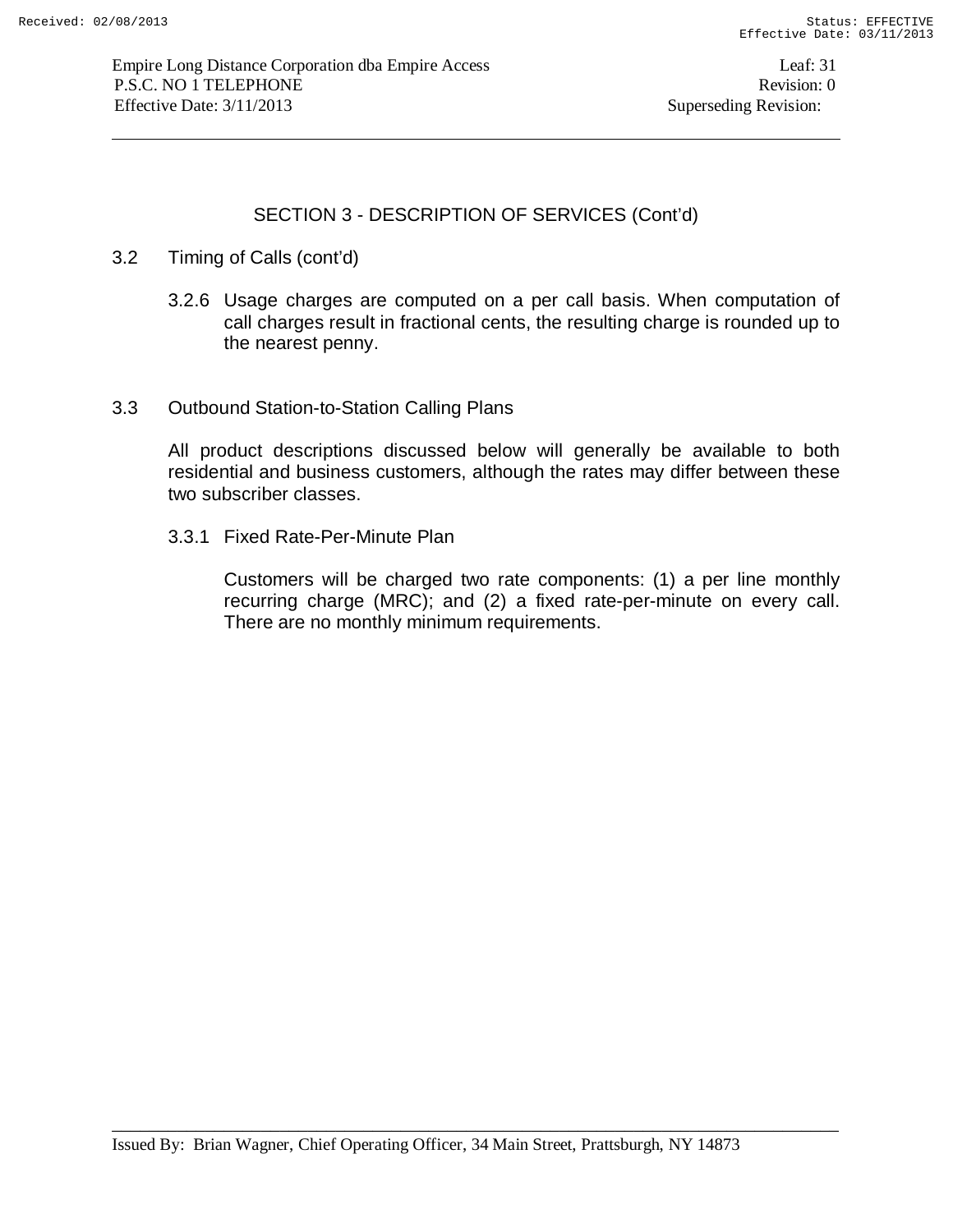## SECTION 3 - DESCRIPTION OF SERVICES (Cont'd)

3.2 Timing of Calls (cont'd)

3.2.6 Usage charges are computed on a per call basis. When computation of call charges result in fractional cents, the resulting charge is rounded up to the nearest penny.

### 3.3 Outbound Station-to-Station Calling Plans

All product descriptions discussed below will generally be available to both residential and business customers, although the rates may differ between these two subscriber classes.

#### 3.3.1 Fixed Rate-Per-Minute Plan

Customers will be charged two rate components: (1) a per line monthly recurring charge (MRC); and (2) a fixed rate-per-minute on every call. There are no monthly minimum requirements.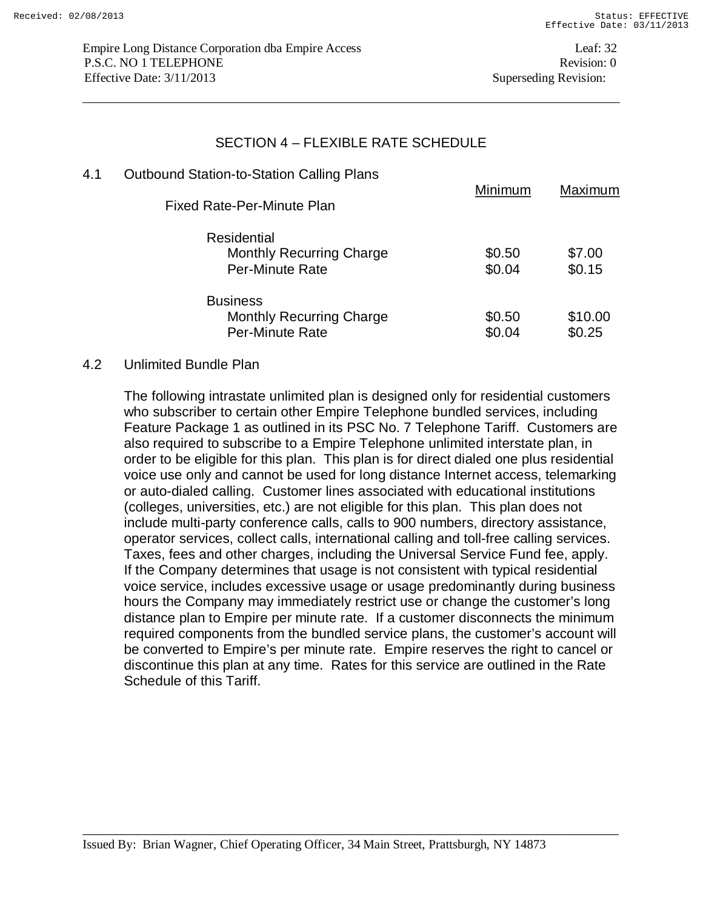## SECTION 4 – FLEXIBLE RATE SCHEDULE

### 4.1 Outbound Station-to-Station Calling Plans

| Fixed Rate-Per-Minute Plan | Minimum | Maximum |
|---|---|---|
| **Residential** | | |
| Monthly Recurring Charge | $0.50 | $7.00 |
| Per-Minute Rate | $0.04 | $0.15 |
| **Business** | | |
| Monthly Recurring Charge | $0.50 | $10.00 |
| Per-Minute Rate | $0.04 | $0.25 |

### 4.2 Unlimited Bundle Plan

The following intrastate unlimited plan is designed only for residential customers who subscriber to certain other Empire Telephone bundled services, including Feature Package 1 as outlined in its PSC No. 7 Telephone Tariff. Customers are also required to subscribe to a Empire Telephone unlimited interstate plan, in order to be eligible for this plan. This plan is for direct dialed one plus residential voice use only and cannot be used for long distance Internet access, telemarking or auto-dialed calling. Customer lines associated with educational institutions (colleges, universities, etc.) are not eligible for this plan. This plan does not include multi-party conference calls, calls to 900 numbers, directory assistance, operator services, collect calls, international calling and toll-free calling services. Taxes, fees and other charges, including the Universal Service Fund fee, apply. If the Company determines that usage is not consistent with typical residential voice service, includes excessive usage or usage predominantly during business hours the Company may immediately restrict use or change the customer's long distance plan to Empire per minute rate. If a customer disconnects the minimum required components from the bundled service plans, the customer's account will be converted to Empire's per minute rate. Empire reserves the right to cancel or discontinue this plan at any time. Rates for this service are outlined in the Rate Schedule of this Tariff.